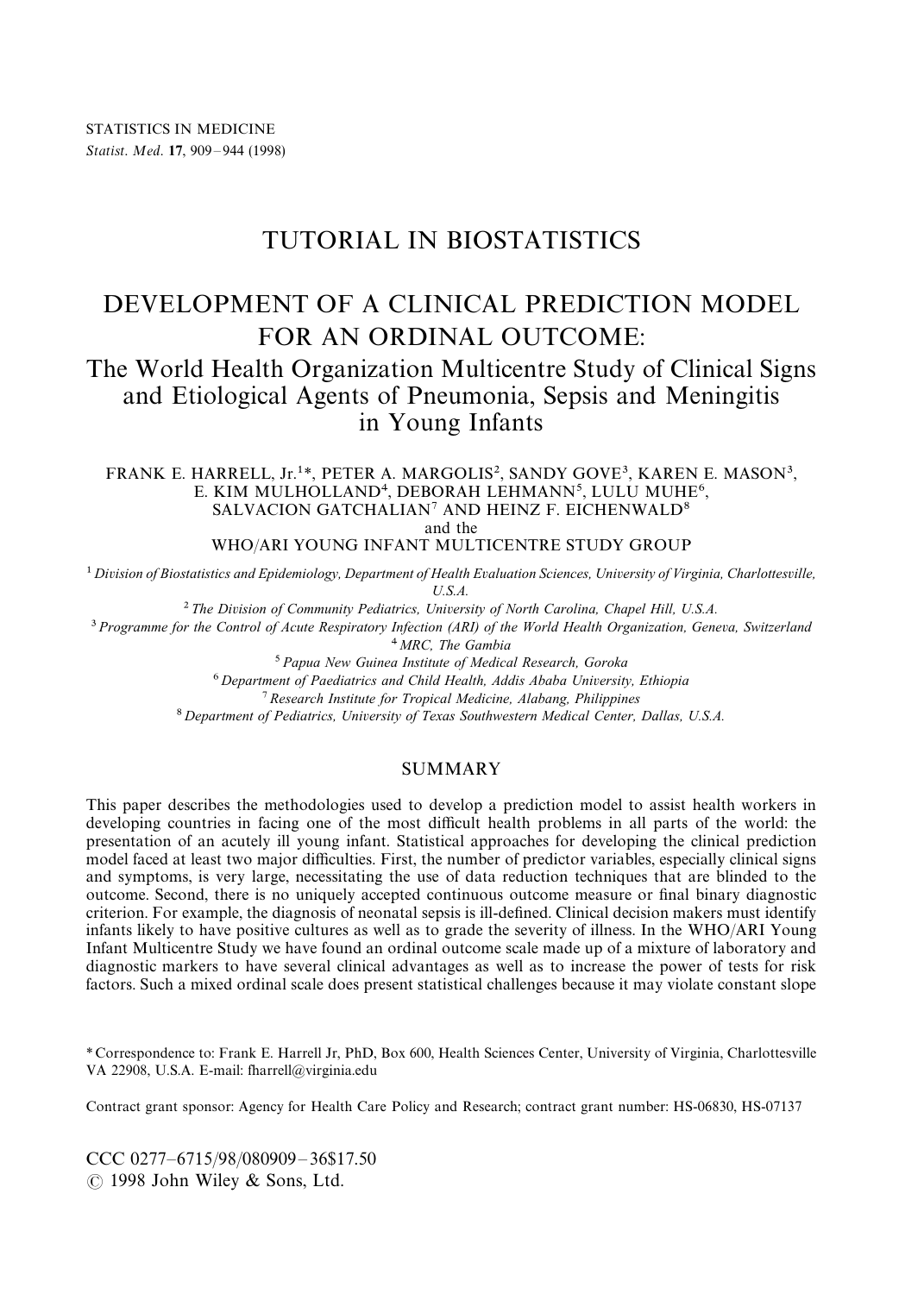STATISTICS IN MEDICINE
*Statist. Med.* **17**, 909–944 (1998)

# TUTORIAL IN BIOSTATISTICS

# DEVELOPMENT OF A CLINICAL PREDICTION MODEL FOR AN ORDINAL OUTCOME: The World Health Organization Multicentre Study of Clinical Signs and Etiological Agents of Pneumonia, Sepsis and Meningitis in Young Infants

FRANK E. HARRELL, Jr.[1]*, PETER A. MARGOLIS[2], SANDY GOVE[3], KAREN E. MASON[3], E. KIM MULHOLLAND[4], DEBORAH LEHMANN[5], LULU MUHE[6], SALVACION GATCHALIAN[7] AND HEINZ F. EICHENWALD[8]
and the
WHO/ARI YOUNG INFANT MULTICENTRE STUDY GROUP

[1] *Division of Biostatistics and Epidemiology, Department of Health Evaluation Sciences, University of Virginia, Charlottesville, U.S.A.*
[2] *The Division of Community Pediatrics, University of North Carolina, Chapel Hill, U.S.A.*
[3] *Programme for the Control of Acute Respiratory Infection (ARI) of the World Health Organization, Geneva, Switzerland*
[4] *MRC, The Gambia*
[5] *Papua New Guinea Institute of Medical Research, Goroka*
[6] *Department of Paediatrics and Child Health, Addis Ababa University, Ethiopia*
[7] *Research Institute for Tropical Medicine, Alabang, Philippines*
[8] *Department of Pediatrics, University of Texas Southwestern Medical Center, Dallas, U.S.A.*

## SUMMARY

This paper describes the methodologies used to develop a prediction model to assist health workers in developing countries in facing one of the most difficult health problems in all parts of the world: the presentation of an acutely ill young infant. Statistical approaches for developing the clinical prediction model faced at least two major difficulties. First, the number of predictor variables, especially clinical signs and symptoms, is very large, necessitating the use of data reduction techniques that are blinded to the outcome. Second, there is no uniquely accepted continuous outcome measure or final binary diagnostic criterion. For example, the diagnosis of neonatal sepsis is ill-defined. Clinical decision makers must identify infants likely to have positive cultures as well as to grade the severity of illness. In the WHO/ARI Young Infant Multicentre Study we have found an ordinal outcome scale made up of a mixture of laboratory and diagnostic markers to have several clinical advantages as well as to increase the power of tests for risk factors. Such a mixed ordinal scale does present statistical challenges because it may violate constant slope

\* Correspondence to: Frank E. Harrell Jr, PhD, Box 600, Health Sciences Center, University of Virginia, Charlottesville VA 22908, U.S.A. E-mail: fharrell@virginia.edu

Contract grant sponsor: Agency for Health Care Policy and Research; contract grant number: HS-06830, HS-07137

CCC 0277–6715/98/080909–36$17.50
© 1998 John Wiley & Sons, Ltd.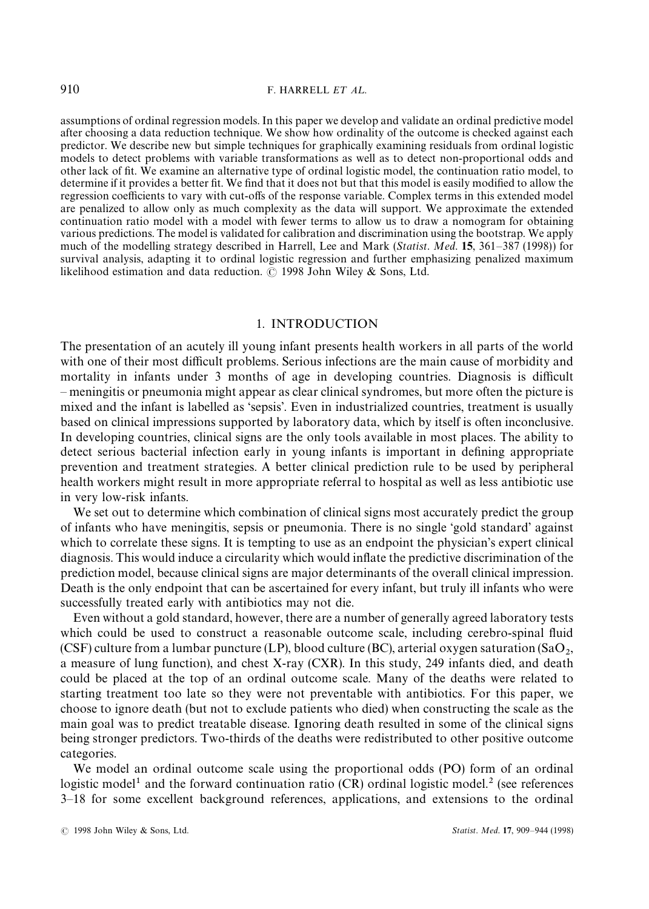assumptions of ordinal regression models. In this paper we develop and validate an ordinal predictive model after choosing a data reduction technique. We show how ordinality of the outcome is checked against each predictor. We describe new but simple techniques for graphically examining residuals from ordinal logistic models to detect problems with variable transformations as well as to detect non-proportional odds and other lack of fit. We examine an alternative type of ordinal logistic model, the continuation ratio model, to determine if it provides a better fit. We find that it does not but that this model is easily modified to allow the regression coefficients to vary with cut-offs of the response variable. Complex terms in this extended model are penalized to allow only as much complexity as the data will support. We approximate the extended continuation ratio model with a model with fewer terms to allow us to draw a nomogram for obtaining various predictions. The model is validated for calibration and discrimination using the bootstrap. We apply much of the modelling strategy described in Harrell, Lee and Mark (*Statist. Med.* **15**, 361–387 (1998)) for survival analysis, adapting it to ordinal logistic regression and further emphasizing penalized maximum likelihood estimation and data reduction. © 1998 John Wiley & Sons, Ltd.

## 1. INTRODUCTION

The presentation of an acutely ill young infant presents health workers in all parts of the world with one of their most difficult problems. Serious infections are the main cause of morbidity and mortality in infants under 3 months of age in developing countries. Diagnosis is difficult – meningitis or pneumonia might appear as clear clinical syndromes, but more often the picture is mixed and the infant is labelled as 'sepsis'. Even in industrialized countries, treatment is usually based on clinical impressions supported by laboratory data, which by itself is often inconclusive. In developing countries, clinical signs are the only tools available in most places. The ability to detect serious bacterial infection early in young infants is important in defining appropriate prevention and treatment strategies. A better clinical prediction rule to be used by peripheral health workers might result in more appropriate referral to hospital as well as less antibiotic use in very low-risk infants.

We set out to determine which combination of clinical signs most accurately predict the group of infants who have meningitis, sepsis or pneumonia. There is no single 'gold standard' against which to correlate these signs. It is tempting to use as an endpoint the physician's expert clinical diagnosis. This would induce a circularity which would inflate the predictive discrimination of the prediction model, because clinical signs are major determinants of the overall clinical impression. Death is the only endpoint that can be ascertained for every infant, but truly ill infants who were successfully treated early with antibiotics may not die.

Even without a gold standard, however, there are a number of generally agreed laboratory tests which could be used to construct a reasonable outcome scale, including cerebro-spinal fluid (CSF) culture from a lumbar puncture (LP), blood culture (BC), arterial oxygen saturation ($SaO_2$, a measure of lung function), and chest X-ray (CXR). In this study, 249 infants died, and death could be placed at the top of an ordinal outcome scale. Many of the deaths were related to starting treatment too late so they were not preventable with antibiotics. For this paper, we choose to ignore death (but not to exclude patients who died) when constructing the scale as the main goal was to predict treatable disease. Ignoring death resulted in some of the clinical signs being stronger predictors. Two-thirds of the deaths were redistributed to other positive outcome categories.

We model an ordinal outcome scale using the proportional odds (PO) form of an ordinal logistic model[1] and the forward continuation ratio (CR) ordinal logistic model.[2] (see references 3–18 for some excellent background references, applications, and extensions to the ordinal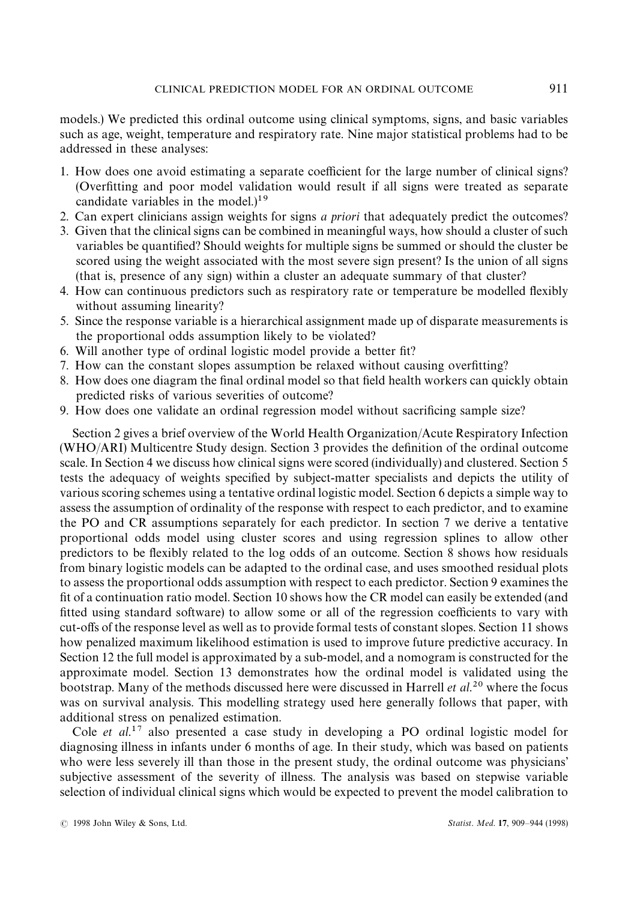models.) We predicted this ordinal outcome using clinical symptoms, signs, and basic variables such as age, weight, temperature and respiratory rate. Nine major statistical problems had to be addressed in these analyses:

1. How does one avoid estimating a separate coefficient for the large number of clinical signs? (Overfitting and poor model validation would result if all signs were treated as separate candidate variables in the model.)[19]
2. Can expert clinicians assign weights for signs *a priori* that adequately predict the outcomes?
3. Given that the clinical signs can be combined in meaningful ways, how should a cluster of such variables be quantified? Should weights for multiple signs be summed or should the cluster be scored using the weight associated with the most severe sign present? Is the union of all signs (that is, presence of any sign) within a cluster an adequate summary of that cluster?
4. How can continuous predictors such as respiratory rate or temperature be modelled flexibly without assuming linearity?
5. Since the response variable is a hierarchical assignment made up of disparate measurements is the proportional odds assumption likely to be violated?
6. Will another type of ordinal logistic model provide a better fit?
7. How can the constant slopes assumption be relaxed without causing overfitting?
8. How does one diagram the final ordinal model so that field health workers can quickly obtain predicted risks of various severities of outcome?
9. How does one validate an ordinal regression model without sacrificing sample size?

Section 2 gives a brief overview of the World Health Organization/Acute Respiratory Infection (WHO/ARI) Multicentre Study design. Section 3 provides the definition of the ordinal outcome scale. In Section 4 we discuss how clinical signs were scored (individually) and clustered. Section 5 tests the adequacy of weights specified by subject-matter specialists and depicts the utility of various scoring schemes using a tentative ordinal logistic model. Section 6 depicts a simple way to assess the assumption of ordinality of the response with respect to each predictor, and to examine the PO and CR assumptions separately for each predictor. In section 7 we derive a tentative proportional odds model using cluster scores and using regression splines to allow other predictors to be flexibly related to the log odds of an outcome. Section 8 shows how residuals from binary logistic models can be adapted to the ordinal case, and uses smoothed residual plots to assess the proportional odds assumption with respect to each predictor. Section 9 examines the fit of a continuation ratio model. Section 10 shows how the CR model can easily be extended (and fitted using standard software) to allow some or all of the regression coefficients to vary with cut-offs of the response level as well as to provide formal tests of constant slopes. Section 11 shows how penalized maximum likelihood estimation is used to improve future predictive accuracy. In Section 12 the full model is approximated by a sub-model, and a nomogram is constructed for the approximate model. Section 13 demonstrates how the ordinal model is validated using the bootstrap. Many of the methods discussed here were discussed in Harrell *et al.*[20] where the focus was on survival analysis. This modelling strategy used here generally follows that paper, with additional stress on penalized estimation.

Cole *et al.*[17] also presented a case study in developing a PO ordinal logistic model for diagnosing illness in infants under 6 months of age. In their study, which was based on patients who were less severely ill than those in the present study, the ordinal outcome was physicians' subjective assessment of the severity of illness. The analysis was based on stepwise variable selection of individual clinical signs which would be expected to prevent the model calibration to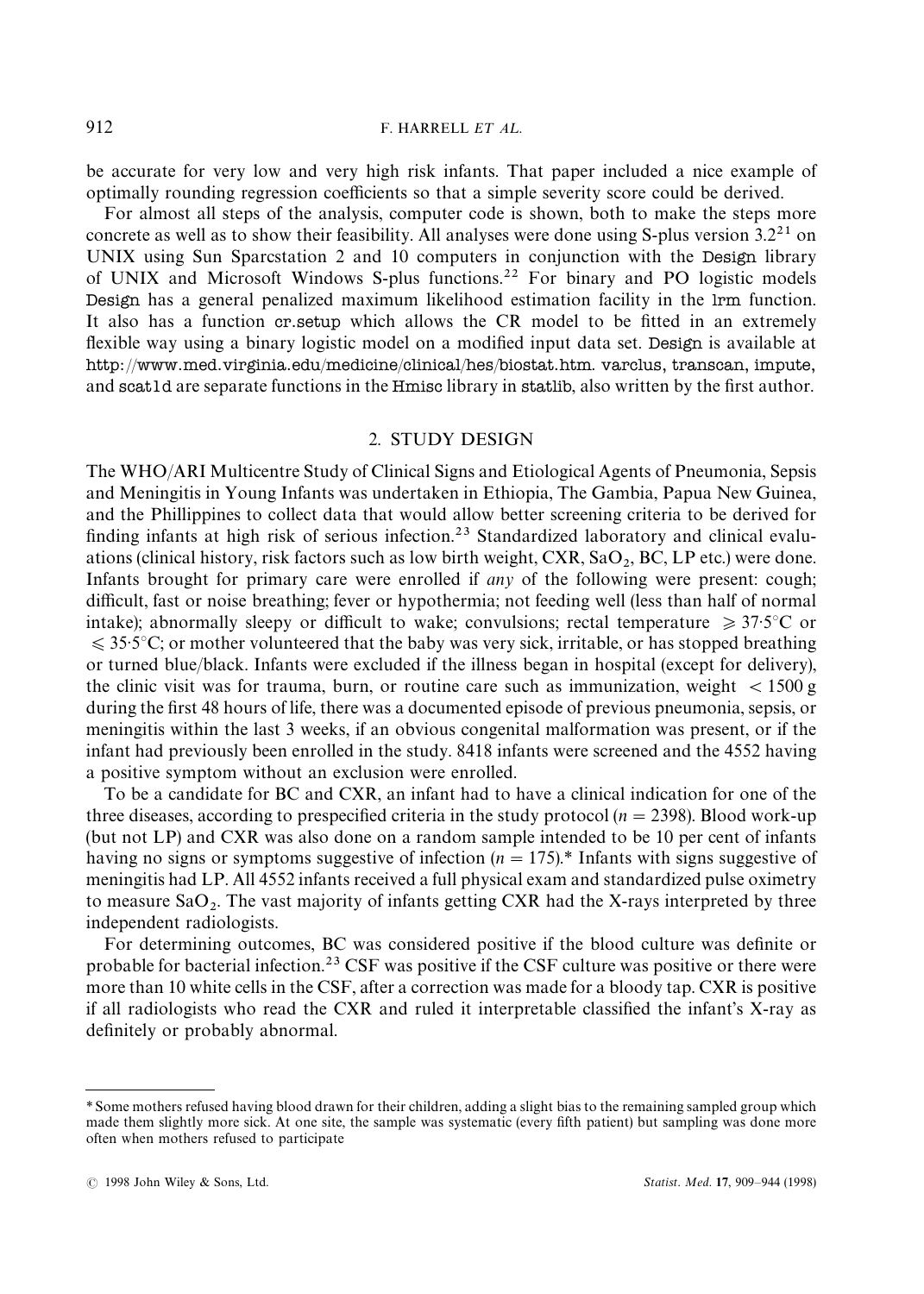be accurate for very low and very high risk infants. That paper included a nice example of optimally rounding regression coefficients so that a simple severity score could be derived.

For almost all steps of the analysis, computer code is shown, both to make the steps more concrete as well as to show their feasibility. All analyses were done using S-plus version 3.2[21] on UNIX using Sun Sparcstation 2 and 10 computers in conjunction with the Design library of UNIX and Microsoft Windows S-plus functions.[22] For binary and PO logistic models Design has a general penalized maximum likelihood estimation facility in the lrm function. It also has a function cr.setup which allows the CR model to be fitted in an extremely flexible way using a binary logistic model on a modified input data set. Design is available at http://www.med.virginia.edu/medicine/clinical/hes/biostat.htm. varclus, transcan, impute, and scat1d are separate functions in the Hmisc library in statlib, also written by the first author.

## 2. STUDY DESIGN

The WHO/ARI Multicentre Study of Clinical Signs and Etiological Agents of Pneumonia, Sepsis and Meningitis in Young Infants was undertaken in Ethiopia, The Gambia, Papua New Guinea, and the Phillippines to collect data that would allow better screening criteria to be derived for finding infants at high risk of serious infection.[23] Standardized laboratory and clinical evaluations (clinical history, risk factors such as low birth weight, CXR, $SaO_2$, BC, LP etc.) were done. Infants brought for primary care were enrolled if *any* of the following were present: cough; difficult, fast or noise breathing; fever or hypothermia; not feeding well (less than half of normal intake); abnormally sleepy or difficult to wake; convulsions; rectal temperature $\geqslant 37{\cdot}5°C$ or $\leqslant 35{\cdot}5°C$; or mother volunteered that the baby was very sick, irritable, or has stopped breathing or turned blue/black. Infants were excluded if the illness began in hospital (except for delivery), the clinic visit was for trauma, burn, or routine care such as immunization, weight $< 1500$ g during the first 48 hours of life, there was a documented episode of previous pneumonia, sepsis, or meningitis within the last 3 weeks, if an obvious congenital malformation was present, or if the infant had previously been enrolled in the study. 8418 infants were screened and the 4552 having a positive symptom without an exclusion were enrolled.

To be a candidate for BC and CXR, an infant had to have a clinical indication for one of the three diseases, according to prespecified criteria in the study protocol ($n = 2398$). Blood work-up (but not LP) and CXR was also done on a random sample intended to be 10 per cent of infants having no signs or symptoms suggestive of infection ($n = 175$).* Infants with signs suggestive of meningitis had LP. All 4552 infants received a full physical exam and standardized pulse oximetry to measure $SaO_2$. The vast majority of infants getting CXR had the X-rays interpreted by three independent radiologists.

For determining outcomes, BC was considered positive if the blood culture was definite or probable for bacterial infection.[23] CSF was positive if the CSF culture was positive or there were more than 10 white cells in the CSF, after a correction was made for a bloody tap. CXR is positive if all radiologists who read the CXR and ruled it interpretable classified the infant's X-ray as definitely or probably abnormal.

---

* Some mothers refused having blood drawn for their children, adding a slight bias to the remaining sampled group which made them slightly more sick. At one site, the sample was systematic (every fifth patient) but sampling was done more often when mothers refused to participate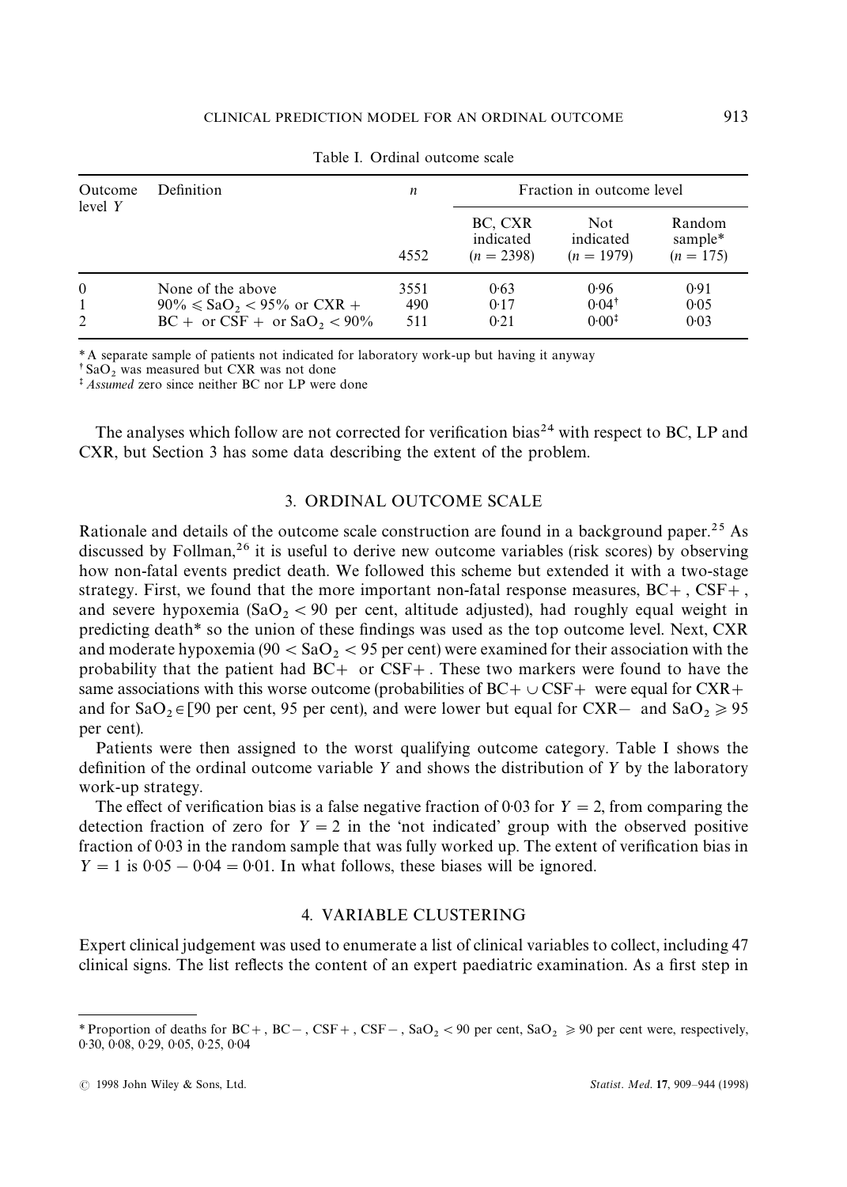Table I. Ordinal outcome scale

| Outcome level $Y$ | Definition | $n$ | Fraction in outcome level | | |
|---|---|---|---|---|---|
| | | 4552 | BC, CXR indicated ($n = 2398$) | Not indicated ($n = 1979$) | Random sample* ($n = 175$) |
| 0 | None of the above | 3551 | 0·63 | 0·96 | 0·91 |
| 1 | $90\% \leqslant SaO_2 < 95\%$ or CXR + | 490 | 0·17 | 0·04† | 0·05 |
| 2 | BC + or CSF + or $SaO_2 < 90\%$ | 511 | 0·21 | 0·00‡ | 0·03 |

\* A separate sample of patients not indicated for laboratory work-up but having it anyway
† $SaO_2$ was measured but CXR was not done
‡ *Assumed* zero since neither BC nor LP were done

The analyses which follow are not corrected for verification bias[24] with respect to BC, LP and CXR, but Section 3 has some data describing the extent of the problem.

## 3. ORDINAL OUTCOME SCALE

Rationale and details of the outcome scale construction are found in a background paper.[25] As discussed by Follman,[26] it is useful to derive new outcome variables (risk scores) by observing how non-fatal events predict death. We followed this scheme but extended it with a two-stage strategy. First, we found that the more important non-fatal response measures, BC+, CSF+, and severe hypoxemia ($SaO_2 < 90$ per cent, altitude adjusted), had roughly equal weight in predicting death* so the union of these findings was used as the top outcome level. Next, CXR and moderate hypoxemia ($90 < SaO_2 < 95$ per cent) were examined for their association with the probability that the patient had BC+ or CSF+. These two markers were found to have the same associations with this worse outcome (probabilities of BC+ $\cup$ CSF+ were equal for CXR+ and for $SaO_2 \in [90$ per cent, 95 per cent), and were lower but equal for CXR− and $SaO_2 \geqslant 95$ per cent).

Patients were then assigned to the worst qualifying outcome category. Table I shows the definition of the ordinal outcome variable $Y$ and shows the distribution of $Y$ by the laboratory work-up strategy.

The effect of verification bias is a false negative fraction of 0·03 for $Y = 2$, from comparing the detection fraction of zero for $Y = 2$ in the 'not indicated' group with the observed positive fraction of 0·03 in the random sample that was fully worked up. The extent of verification bias in $Y = 1$ is $0{\cdot}05 - 0{\cdot}04 = 0{\cdot}01$. In what follows, these biases will be ignored.

## 4. VARIABLE CLUSTERING

Expert clinical judgement was used to enumerate a list of clinical variables to collect, including 47 clinical signs. The list reflects the content of an expert paediatric examination. As a first step in

---

\* Proportion of deaths for BC+, BC−, CSF+, CSF−, $SaO_2 < 90$ per cent, $SaO_2 \geqslant 90$ per cent were, respectively, 0·30, 0·08, 0·29, 0·05, 0·25, 0·04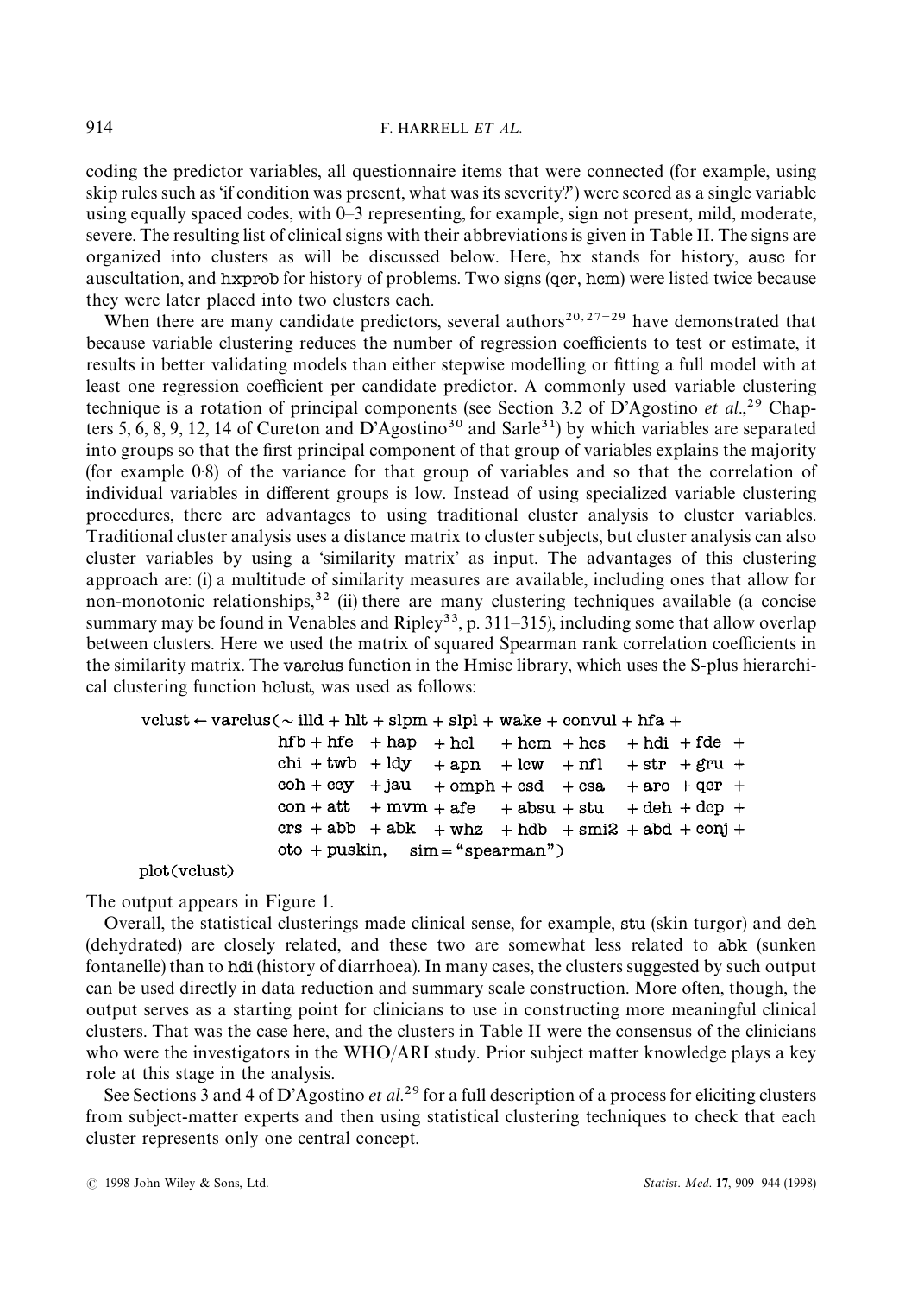coding the predictor variables, all questionnaire items that were connected (for example, using skip rules such as 'if condition was present, what was its severity?') were scored as a single variable using equally spaced codes, with 0–3 representing, for example, sign not present, mild, moderate, severe. The resulting list of clinical signs with their abbreviations is given in Table II. The signs are organized into clusters as will be discussed below. Here, hx stands for history, ausc for auscultation, and hxprob for history of problems. Two signs (qcr, hcm) were listed twice because they were later placed into two clusters each.

When there are many candidate predictors, several authors[20,27–29] have demonstrated that because variable clustering reduces the number of regression coefficients to test or estimate, it results in better validating models than either stepwise modelling or fitting a full model with at least one regression coefficient per candidate predictor. A commonly used variable clustering technique is a rotation of principal components (see Section 3.2 of D'Agostino *et al.*,[29] Chapters 5, 6, 8, 9, 12, 14 of Cureton and D'Agostino[30] and Sarle[31]) by which variables are separated into groups so that the first principal component of that group of variables explains the majority (for example 0·8) of the variance for that group of variables and so that the correlation of individual variables in different groups is low. Instead of using specialized variable clustering procedures, there are advantages to using traditional cluster analysis to cluster variables. Traditional cluster analysis uses a distance matrix to cluster subjects, but cluster analysis can also cluster variables by using a 'similarity matrix' as input. The advantages of this clustering approach are: (i) a multitude of similarity measures are available, including ones that allow for non-monotonic relationships,[32] (ii) there are many clustering techniques available (a concise summary may be found in Venables and Ripley[33], p. 311–315), including some that allow overlap between clusters. Here we used the matrix of squared Spearman rank correlation coefficients in the similarity matrix. The varclus function in the Hmisc library, which uses the S-plus hierarchical clustering function hclust, was used as follows:

```
vclust ← varclus(~ illd + hlt + slpm + slpl + wake + convul + hfa +
                 hfb + hfe  + hap  + hcl   + hcm  + hcs   + hdi  + fde  +
                 chi + twb  + ldy  + apn   + lcw  + nfl   + str  + gru  +
                 coh + ccy  + jau  + omph + csd  + csa   + aro  + qcr  +
                 con + att  + mvm + afe   + absu + stu   + deh  + dcp  +
                 crs + abb  + abk  + whz   + hdb  + smi2 + abd  + conj +
                 oto + puskin,   sim = "spearman")
plot(vclust)
```

The output appears in Figure 1.

Overall, the statistical clusterings made clinical sense, for example, stu (skin turgor) and deh (dehydrated) are closely related, and these two are somewhat less related to abk (sunken fontanelle) than to hdi (history of diarrhoea). In many cases, the clusters suggested by such output can be used directly in data reduction and summary scale construction. More often, though, the output serves as a starting point for clinicians to use in constructing more meaningful clinical clusters. That was the case here, and the clusters in Table II were the consensus of the clinicians who were the investigators in the WHO/ARI study. Prior subject matter knowledge plays a key role at this stage in the analysis.

See Sections 3 and 4 of D'Agostino *et al.*[29] for a full description of a process for eliciting clusters from subject-matter experts and then using statistical clustering techniques to check that each cluster represents only one central concept.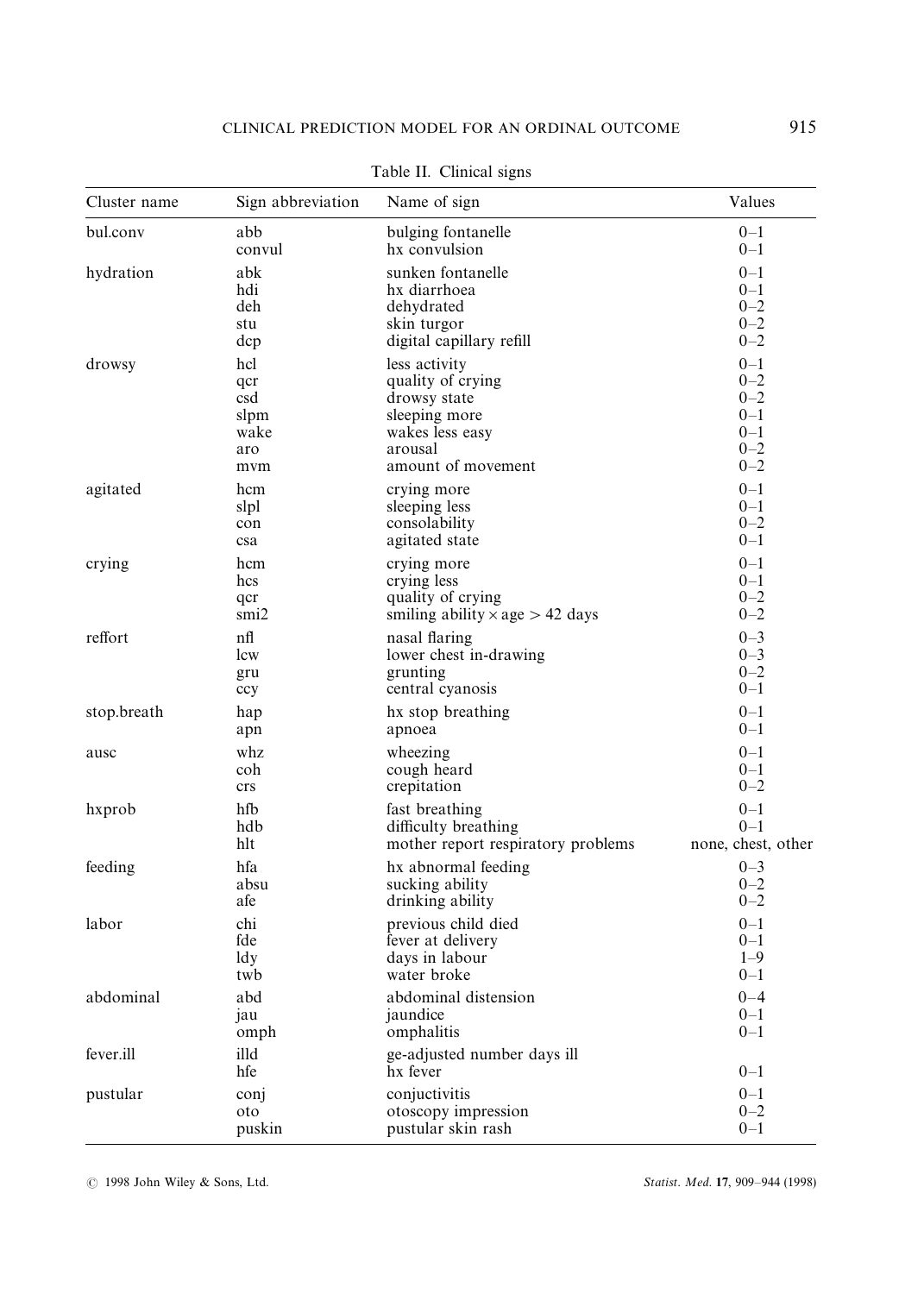Table II. Clinical signs

| Cluster name | Sign abbreviation | Name of sign | Values |
|---|---|---|---|
| bul.conv | abb | bulging fontanelle | 0–1 |
| | convul | hx convulsion | 0–1 |
| hydration | abk | sunken fontanelle | 0–1 |
| | hdi | hx diarrhoea | 0–1 |
| | deh | dehydrated | 0–2 |
| | stu | skin turgor | 0–2 |
| | dcp | digital capillary refill | 0–2 |
| drowsy | hcl | less activity | 0–1 |
| | qcr | quality of crying | 0–2 |
| | csd | drowsy state | 0–2 |
| | slpm | sleeping more | 0–1 |
| | wake | wakes less easy | 0–1 |
| | aro | arousal | 0–2 |
| | mvm | amount of movement | 0–2 |
| agitated | hcm | crying more | 0–1 |
| | slpl | sleeping less | 0–1 |
| | con | consolability | 0–2 |
| | csa | agitated state | 0–1 |
| crying | hcm | crying more | 0–1 |
| | hcs | crying less | 0–1 |
| | qcr | quality of crying | 0–2 |
| | smi2 | smiling ability $\times$ age $>$ 42 days | 0–2 |
| reffort | nfl | nasal flaring | 0–3 |
| | lcw | lower chest in-drawing | 0–3 |
| | gru | grunting | 0–2 |
| | ccy | central cyanosis | 0–1 |
| stop.breath | hap | hx stop breathing | 0–1 |
| | apn | apnoea | 0–1 |
| ausc | whz | wheezing | 0–1 |
| | coh | cough heard | 0–1 |
| | crs | crepitation | 0–2 |
| hxprob | hfb | fast breathing | 0–1 |
| | hdb | difficulty breathing | 0–1 |
| | hlt | mother report respiratory problems | none, chest, other |
| feeding | hfa | hx abnormal feeding | 0–3 |
| | absu | sucking ability | 0–2 |
| | afe | drinking ability | 0–2 |
| labor | chi | previous child died | 0–1 |
| | fde | fever at delivery | 0–1 |
| | ldy | days in labour | 1–9 |
| | twb | water broke | 0–1 |
| abdominal | abd | abdominal distension | 0–4 |
| | jau | jaundice | 0–1 |
| | omph | omphalitis | 0–1 |
| fever.ill | illd | ge-adjusted number days ill | |
| | hfe | hx fever | 0–1 |
| pustular | conj | conjuctivitis | 0–1 |
| | oto | otoscopy impression | 0–2 |
| | puskin | pustular skin rash | 0–1 |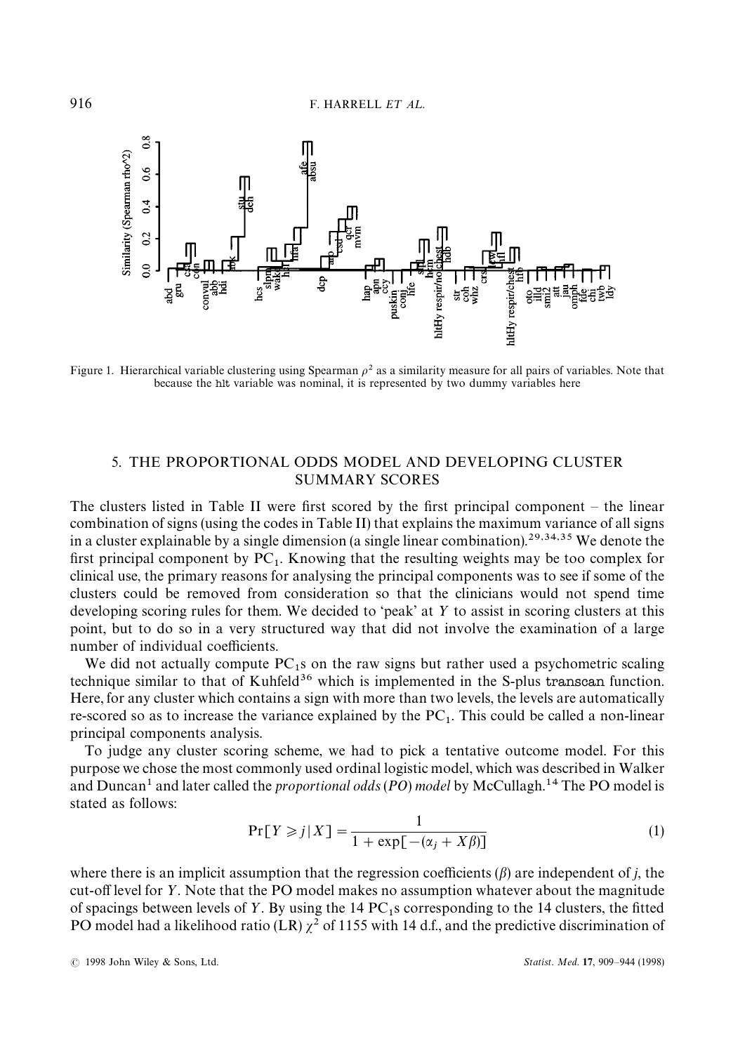Figure 1. Hierarchical variable clustering using Spearman $\rho^2$ as a similarity measure for all pairs of variables. Note that because the hlt variable was nominal, it is represented by two dummy variables here

## 5. THE PROPORTIONAL ODDS MODEL AND DEVELOPING CLUSTER SUMMARY SCORES

The clusters listed in Table II were first scored by the first principal component – the linear combination of signs (using the codes in Table II) that explains the maximum variance of all signs in a cluster explainable by a single dimension (a single linear combination).[29,34,35] We denote the first principal component by $PC_1$. Knowing that the resulting weights may be too complex for clinical use, the primary reasons for analysing the principal components was to see if some of the clusters could be removed from consideration so that the clinicians would not spend time developing scoring rules for them. We decided to 'peak' at $Y$ to assist in scoring clusters at this point, but to do so in a very structured way that did not involve the examination of a large number of individual coefficients.

We did not actually compute $PC_1$s on the raw signs but rather used a psychometric scaling technique similar to that of Kuhfeld[36] which is implemented in the S-plus transcan function. Here, for any cluster which contains a sign with more than two levels, the levels are automatically re-scored so as to increase the variance explained by the $PC_1$. This could be called a non-linear principal components analysis.

To judge any cluster scoring scheme, we had to pick a tentative outcome model. For this purpose we chose the most commonly used ordinal logistic model, which was described in Walker and Duncan[1] and later called the *proportional odds* (*PO*) *model* by McCullagh.[14] The PO model is stated as follows:

$$\Pr[Y \geqslant j | X] = \frac{1}{1 + \exp[-(\alpha_j + X\beta)]} \tag{1}$$

where there is an implicit assumption that the regression coefficients ($\beta$) are independent of $j$, the cut-off level for $Y$. Note that the PO model makes no assumption whatever about the magnitude of spacings between levels of $Y$. By using the 14 $PC_1$s corresponding to the 14 clusters, the fitted PO model had a likelihood ratio (LR) $\chi^2$ of 1155 with 14 d.f., and the predictive discrimination of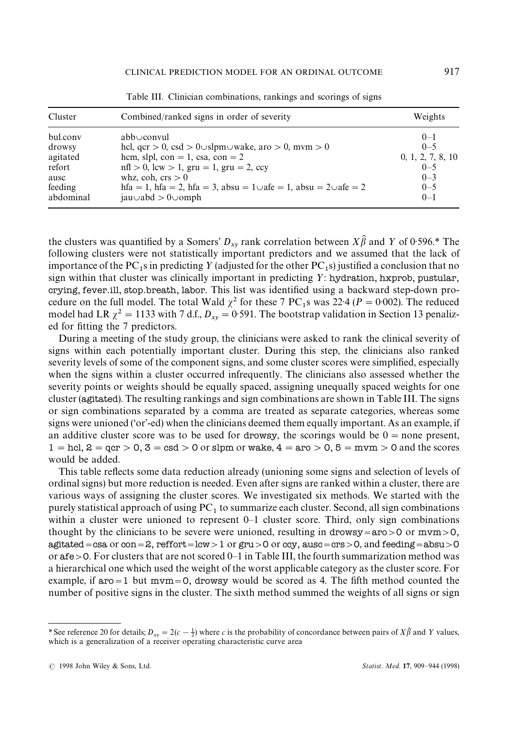Table III. Clinician combinations, rankings and scorings of signs

| Cluster | Combined/ranked signs in order of severity | Weights |
|---|---|---|
| bul.conv | abb$\cup$convul | 0–1 |
| drowsy | hcl, qcr $> 0$, csd $> 0\cup$slpm$\cup$wake, aro $> 0$, mvm $> 0$ | 0–5 |
| agitated | hcm, slpl, con $= 1$, csa, con $= 2$ | 0, 1, 2, 7, 8, 10 |
| refort | nfl $> 0$, lcw $> 1$, gru $= 1$, gru $= 2$, ccy | 0–5 |
| ausc | whz, coh, crs $> 0$ | 0–3 |
| feeding | hfa $= 1$, hfa $= 2$, hfa $= 3$, absu $= 1\cup$afe $= 1$, absu $= 2\cup$afe $= 2$ | 0–5 |
| abdominal | jau$\cup$abd $> 0\cup$omph | 0–1 |

the clusters was quantified by a Somers' $D_{xy}$ rank correlation between $X\hat{\beta}$ and $Y$ of 0·596.* The following clusters were not statistically important predictors and we assumed that the lack of importance of the $PC_1$s in predicting $Y$ (adjusted for the other $PC_1$s) justified a conclusion that no sign within that cluster was clinically important in predicting $Y$: hydration, hxprob, pustular, crying, fever.ill, stop.breath, labor. This list was identified using a backward step-down procedure on the full model. The total Wald $\chi^2$ for these 7 $PC_1$s was 22·4 ($P = 0.002$). The reduced model had LR $\chi^2 = 1133$ with 7 d.f., $D_{xy} = 0.591$. The bootstrap validation in Section 13 penalized for fitting the 7 predictors.

During a meeting of the study group, the clinicians were asked to rank the clinical severity of signs within each potentially important cluster. During this step, the clinicians also ranked severity levels of some of the component signs, and some cluster scores were simplified, especially when the signs within a cluster occurred infrequently. The clinicians also assessed whether the severity points or weights should be equally spaced, assigning unequally spaced weights for one cluster (agitated). The resulting rankings and sign combinations are shown in Table III. The signs or sign combinations separated by a comma are treated as separate categories, whereas some signs were unioned ('or'-ed) when the clinicians deemed them equally important. As an example, if an additive cluster score was to be used for drowsy, the scorings would be 0 = none present, 1 = hcl, 2 = qcr > 0, 3 = csd > 0 or slpm or wake, 4 = aro > 0, 5 = mvm > 0 and the scores would be added.

This table reflects some data reduction already (unioning some signs and selection of levels of ordinal signs) but more reduction is needed. Even after signs are ranked within a cluster, there are various ways of assigning the cluster scores. We investigated six methods. We started with the purely statistical approach of using $PC_1$ to summarize each cluster. Second, all sign combinations within a cluster were unioned to represent 0–1 cluster score. Third, only sign combinations thought by the clinicians to be severe were unioned, resulting in drowsy = aro > 0 or mvm > 0, agitated = csa or con = 2, reffort = lcw > 1 or gru > 0 or ccy, ausc = crs > 0, and feeding = absu > 0 or afe > 0. For clusters that are not scored 0–1 in Table III, the fourth summarization method was a hierarchical one which used the weight of the worst applicable category as the cluster score. For example, if aro = 1 but mvm = 0, drowsy would be scored as 4. The fifth method counted the number of positive signs in the cluster. The sixth method summed the weights of all signs or sign

* See reference 20 for details; $D_{xy} = 2(c - \frac{1}{2})$ where $c$ is the probability of concordance between pairs of $X\hat{\beta}$ and $Y$ values, which is a generalization of a receiver operating characteristic curve area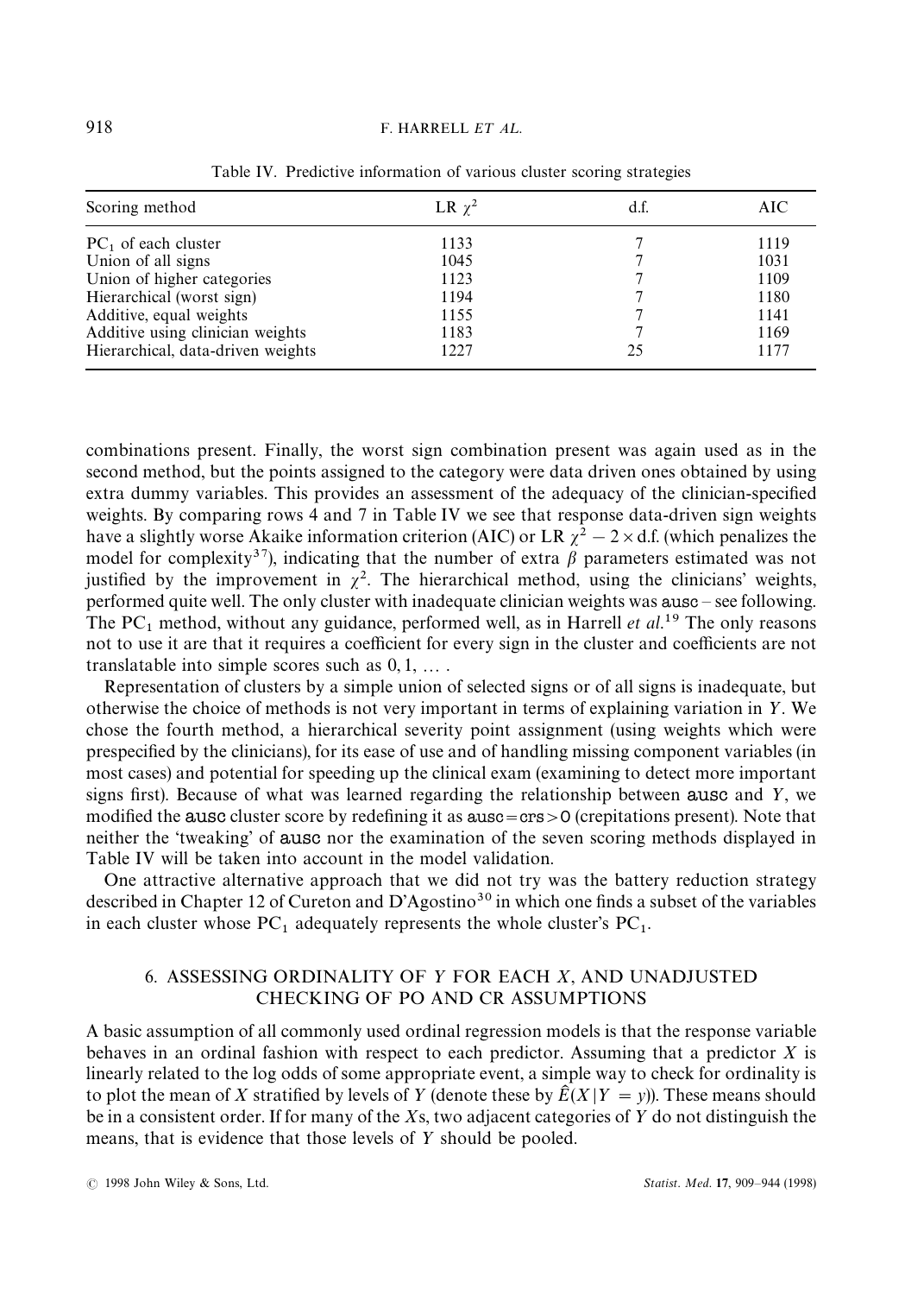Table IV. Predictive information of various cluster scoring strategies

| Scoring method | LR $\chi^2$ | d.f. | AIC |
|---|---|---|---|
| $PC_1$ of each cluster | 1133 | 7 | 1119 |
| Union of all signs | 1045 | 7 | 1031 |
| Union of higher categories | 1123 | 7 | 1109 |
| Hierarchical (worst sign) | 1194 | 7 | 1180 |
| Additive, equal weights | 1155 | 7 | 1141 |
| Additive using clinician weights | 1183 | 7 | 1169 |
| Hierarchical, data-driven weights | 1227 | 25 | 1177 |

combinations present. Finally, the worst sign combination present was again used as in the second method, but the points assigned to the category were data driven ones obtained by using extra dummy variables. This provides an assessment of the adequacy of the clinician-specified weights. By comparing rows 4 and 7 in Table IV we see that response data-driven sign weights have a slightly worse Akaike information criterion (AIC) or LR $\chi^2 - 2 \times$ d.f. (which penalizes the model for complexity[37]), indicating that the number of extra $\beta$ parameters estimated was not justified by the improvement in $\chi^2$. The hierarchical method, using the clinicians' weights, performed quite well. The only cluster with inadequate clinician weights was ausc – see following. The $PC_1$ method, without any guidance, performed well, as in Harrell *et al.*[19] The only reasons not to use it are that it requires a coefficient for every sign in the cluster and coefficients are not translatable into simple scores such as $0, 1, \ldots$ .

Representation of clusters by a simple union of selected signs or of all signs is inadequate, but otherwise the choice of methods is not very important in terms of explaining variation in $Y$. We chose the fourth method, a hierarchical severity point assignment (using weights which were prespecified by the clinicians), for its ease of use and of handling missing component variables (in most cases) and potential for speeding up the clinical exam (examining to detect more important signs first). Because of what was learned regarding the relationship between ausc and $Y$, we modified the ausc cluster score by redefining it as ausc = crs > 0 (crepitations present). Note that neither the 'tweaking' of ausc nor the examination of the seven scoring methods displayed in Table IV will be taken into account in the model validation.

One attractive alternative approach that we did not try was the battery reduction strategy described in Chapter 12 of Cureton and D'Agostino[30] in which one finds a subset of the variables in each cluster whose $PC_1$ adequately represents the whole cluster's $PC_1$.

## 6. ASSESSING ORDINALITY OF $Y$ FOR EACH $X$, AND UNADJUSTED CHECKING OF PO AND CR ASSUMPTIONS

A basic assumption of all commonly used ordinal regression models is that the response variable behaves in an ordinal fashion with respect to each predictor. Assuming that a predictor $X$ is linearly related to the log odds of some appropriate event, a simple way to check for ordinality is to plot the mean of $X$ stratified by levels of $Y$ (denote these by $\hat{E}(X|Y = y)$). These means should be in a consistent order. If for many of the $X$s, two adjacent categories of $Y$ do not distinguish the means, that is evidence that those levels of $Y$ should be pooled.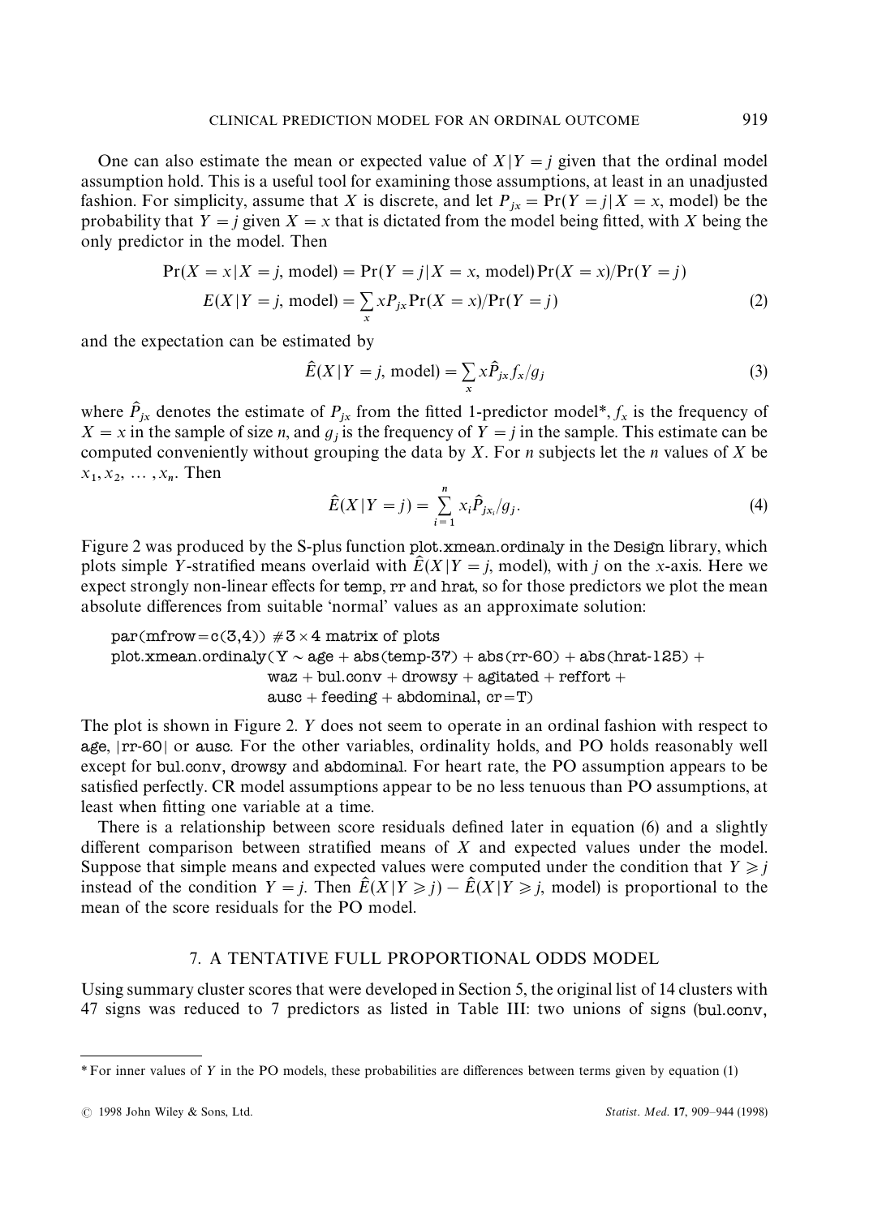One can also estimate the mean or expected value of $X|Y=j$ given that the ordinal model assumption hold. This is a useful tool for examining those assumptions, at least in an unadjusted fashion. For simplicity, assume that $X$ is discrete, and let $P_{jx} = \Pr(Y=j|X=x, \text{model})$ be the probability that $Y=j$ given $X=x$ that is dictated from the model being fitted, with $X$ being the only predictor in the model. Then

$$\Pr(X=x|X=j, \text{model}) = \Pr(Y=j|X=x, \text{model})\Pr(X=x)/\Pr(Y=j)$$

$$E(X|Y=j, \text{model}) = \sum_x x P_{jx} \Pr(X=x)/\Pr(Y=j) \tag{2}$$

and the expectation can be estimated by

$$\hat{E}(X|Y=j, \text{model}) = \sum_x x \hat{P}_{jx} f_x / g_j \tag{3}$$

where $\hat{P}_{jx}$ denotes the estimate of $P_{jx}$ from the fitted 1-predictor model*, $f_x$ is the frequency of $X=x$ in the sample of size $n$, and $g_j$ is the frequency of $Y=j$ in the sample. This estimate can be computed conveniently without grouping the data by $X$. For $n$ subjects let the $n$ values of $X$ be $x_1, x_2, \ldots, x_n$. Then

$$\hat{E}(X|Y=j) = \sum_{i=1}^{n} x_i \hat{P}_{jx_i} / g_j. \tag{4}$$

Figure 2 was produced by the S-plus function `plot.xmean.ordinaly` in the `Design` library, which plots simple $Y$-stratified means overlaid with $\hat{E}(X|Y=j, \text{model})$, with $j$ on the $x$-axis. Here we expect strongly non-linear effects for `temp`, `rr` and `hrat`, so for those predictors we plot the mean absolute differences from suitable 'normal' values as an approximate solution:

```
par(mfrow=c(3,4)) #3×4 matrix of plots
plot.xmean.ordinaly(Y ~ age + abs(temp-37) + abs(rr-60) + abs(hrat-125) +
                    waz + bul.conv + drowsy + agitated + reffort +
                    ausc + feeding + abdominal, cr=T)
```

The plot is shown in Figure 2. $Y$ does not seem to operate in an ordinal fashion with respect to `age`, |`rr-60`| or `ausc`. For the other variables, ordinality holds, and PO holds reasonably well except for `bul.conv`, `drowsy` and `abdominal`. For heart rate, the PO assumption appears to be satisfied perfectly. CR model assumptions appear to be no less tenuous than PO assumptions, at least when fitting one variable at a time.

There is a relationship between score residuals defined later in equation (6) and a slightly different comparison between stratified means of $X$ and expected values under the model. Suppose that simple means and expected values were computed under the condition that $Y \geqslant j$ instead of the condition $Y=j$. Then $\hat{E}(X|Y \geqslant j) - \hat{E}(X|Y \geqslant j, \text{model})$ is proportional to the mean of the score residuals for the PO model.

## 7. A TENTATIVE FULL PROPORTIONAL ODDS MODEL

Using summary cluster scores that were developed in Section 5, the original list of 14 clusters with 47 signs was reduced to 7 predictors as listed in Table III: two unions of signs (`bul.conv`,

* For inner values of $Y$ in the PO models, these probabilities are differences between terms given by equation (1)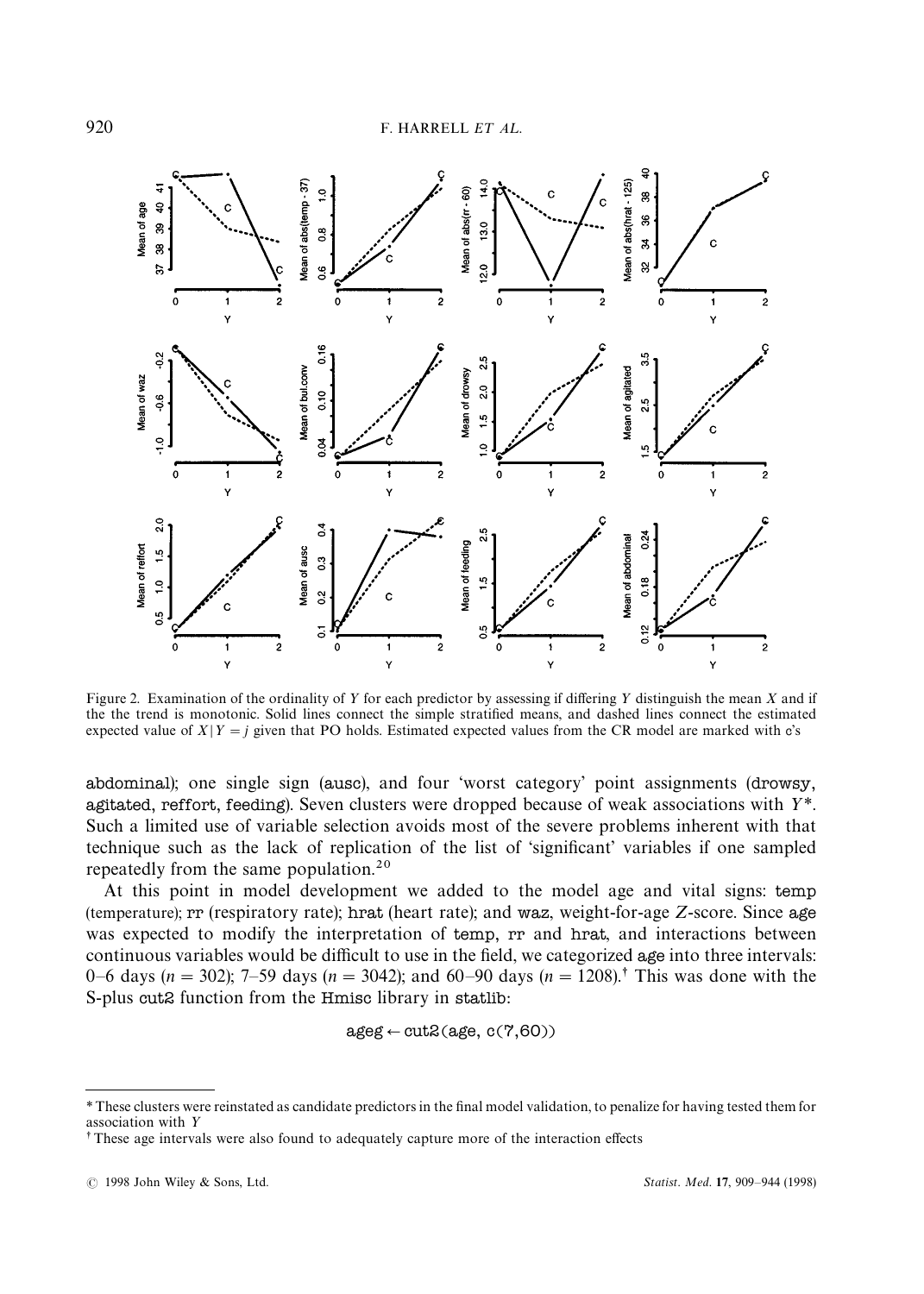Figure 2. Examination of the ordinality of $Y$ for each predictor by assessing if differing $Y$ distinguish the mean $X$ and if the the trend is monotonic. Solid lines connect the simple stratified means, and dashed lines connect the estimated expected value of $X|Y=j$ given that PO holds. Estimated expected values from the CR model are marked with c's

abdominal); one single sign (ausc), and four 'worst category' point assignments (drowsy, agitated, reffort, feeding). Seven clusters were dropped because of weak associations with $Y$*. Such a limited use of variable selection avoids most of the severe problems inherent with that technique such as the lack of replication of the list of 'significant' variables if one sampled repeatedly from the same population.[20]

At this point in model development we added to the model age and vital signs: temp (temperature); rr (respiratory rate); hrat (heart rate); and waz, weight-for-age $Z$-score. Since age was expected to modify the interpretation of temp, rr and hrat, and interactions between continuous variables would be difficult to use in the field, we categorized age into three intervals: 0–6 days ($n = 302$); 7–59 days ($n = 3042$); and 60–90 days ($n = 1208$).† This was done with the S-plus cut2 function from the Hmisc library in statlib:

```
ageg ← cut2(age, c(7,60))
```

---

\* These clusters were reinstated as candidate predictors in the final model validation, to penalize for having tested them for association with $Y$

† These age intervals were also found to adequately capture more of the interaction effects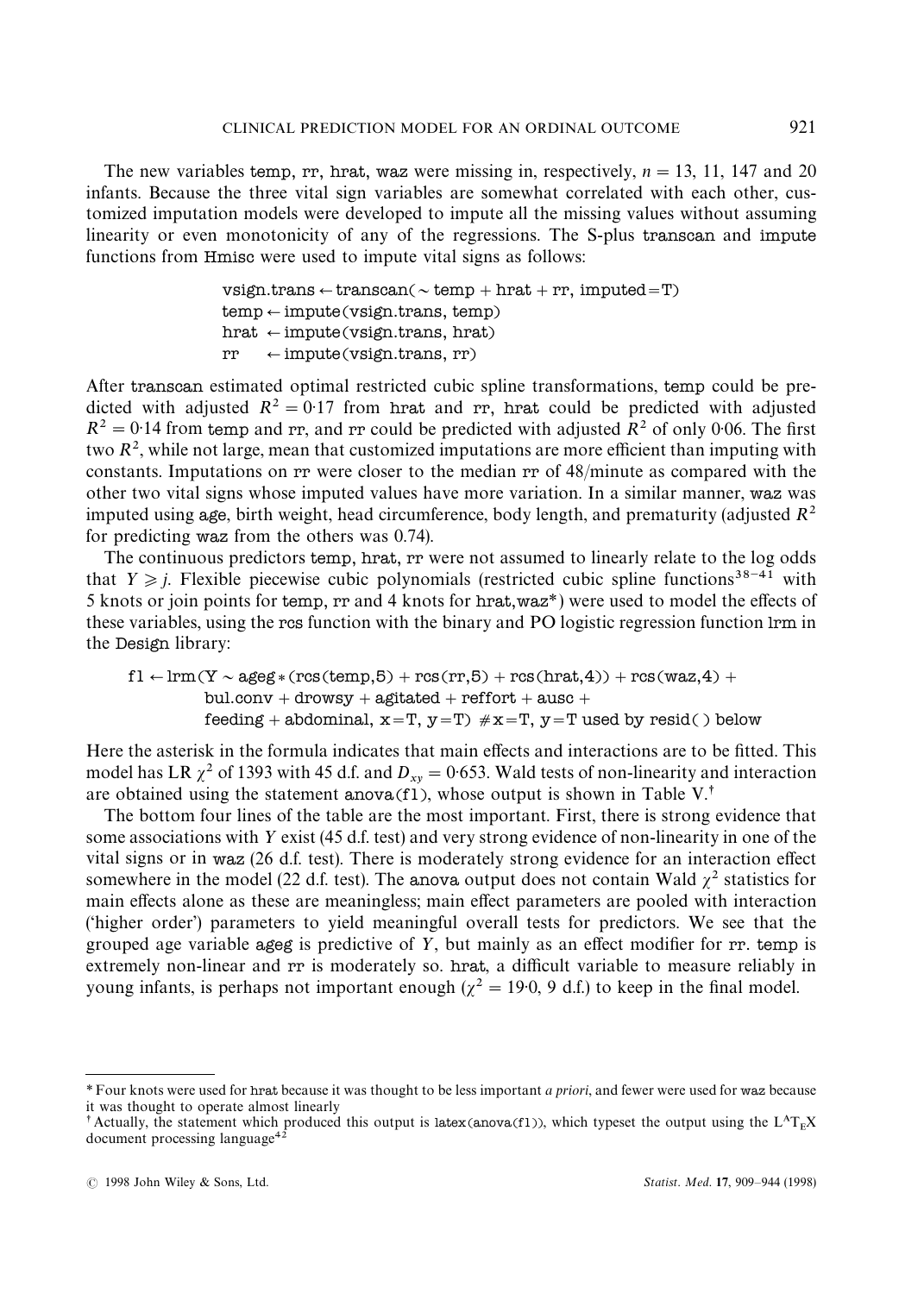The new variables temp, rr, hrat, waz were missing in, respectively, $n = 13$, 11, 147 and 20 infants. Because the three vital sign variables are somewhat correlated with each other, customized imputation models were developed to impute all the missing values without assuming linearity or even monotonicity of any of the regressions. The S-plus transcan and impute functions from Hmisc were used to impute vital signs as follows:

```
vsign.trans ← transcan(~ temp + hrat + rr, imputed=T)
temp ← impute(vsign.trans, temp)
hrat  ← impute(vsign.trans, hrat)
rr    ← impute(vsign.trans, rr)
```

After transcan estimated optimal restricted cubic spline transformations, temp could be predicted with adjusted $R^2 = 0{\cdot}17$ from hrat and rr, hrat could be predicted with adjusted $R^2 = 0{\cdot}14$ from temp and rr, and rr could be predicted with adjusted $R^2$ of only 0·06. The first two $R^2$, while not large, mean that customized imputations are more efficient than imputing with constants. Imputations on rr were closer to the median rr of 48/minute as compared with the other two vital signs whose imputed values have more variation. In a similar manner, waz was imputed using age, birth weight, head circumference, body length, and prematurity (adjusted $R^2$ for predicting waz from the others was 0.74).

The continuous predictors temp, hrat, rr were not assumed to linearly relate to the log odds that $Y \geqslant j$. Flexible piecewise cubic polynomials (restricted cubic spline functions[38–41] with 5 knots or join points for temp, rr and 4 knots for hrat,waz*) were used to model the effects of these variables, using the rcs function with the binary and PO logistic regression function lrm in the Design library:

```
f1 ← lrm(Y ~ ageg*(rcs(temp,5) + rcs(rr,5) + rcs(hrat,4)) + rcs(waz,4) +
         bul.conv + drowsy + agitated + reffort + ausc +
         feeding + abdominal, x=T, y=T)  #x=T, y=T used by resid() below
```

Here the asterisk in the formula indicates that main effects and interactions are to be fitted. This model has LR $\chi^2$ of 1393 with 45 d.f. and $D_{xy} = 0{\cdot}653$. Wald tests of non-linearity and interaction are obtained using the statement anova(f1), whose output is shown in Table V.†

The bottom four lines of the table are the most important. First, there is strong evidence that some associations with $Y$ exist (45 d.f. test) and very strong evidence of non-linearity in one of the vital signs or in waz (26 d.f. test). There is moderately strong evidence for an interaction effect somewhere in the model (22 d.f. test). The anova output does not contain Wald $\chi^2$ statistics for main effects alone as these are meaningless; main effect parameters are pooled with interaction ('higher order') parameters to yield meaningful overall tests for predictors. We see that the grouped age variable ageg is predictive of $Y$, but mainly as an effect modifier for rr. temp is extremely non-linear and rr is moderately so. hrat, a difficult variable to measure reliably in young infants, is perhaps not important enough ($\chi^2 = 19{\cdot}0$, 9 d.f.) to keep in the final model.

---

\* Four knots were used for hrat because it was thought to be less important *a priori*, and fewer were used for waz because it was thought to operate almost linearly

† Actually, the statement which produced this output is latex(anova(f1)), which typeset the output using the LaTeX document processing language[42]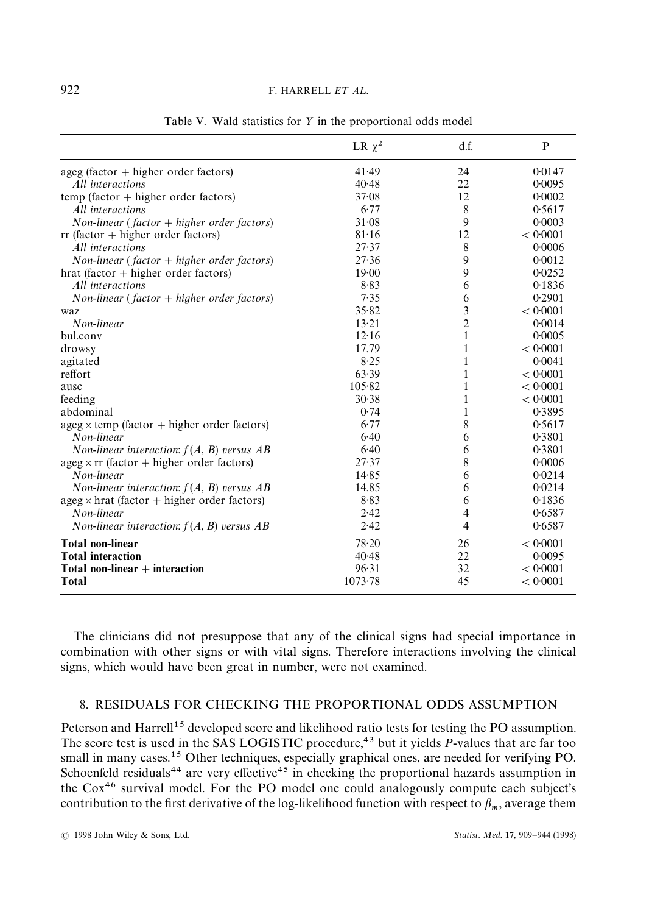Table V. Wald statistics for $Y$ in the proportional odds model

| | LR $\chi^2$ | d.f. | P |
|---|---|---|---|
| ageg (factor + higher order factors) | 41·49 | 24 | 0·0147 |
| *All interactions* | 40·48 | 22 | 0·0095 |
| temp (factor + higher order factors) | 37·08 | 12 | 0·0002 |
| *All interactions* | 6·77 | 8 | 0·5617 |
| *Non-linear (factor + higher order factors)* | 31·08 | 9 | 0·0003 |
| rr (factor + higher order factors) | 81·16 | 12 | < 0·0001 |
| *All interactions* | 27·37 | 8 | 0·0006 |
| *Non-linear (factor + higher order factors)* | 27·36 | 9 | 0·0012 |
| hrat (factor + higher order factors) | 19·00 | 9 | 0·0252 |
| *All interactions* | 8·83 | 6 | 0·1836 |
| *Non-linear (factor + higher order factors)* | 7·35 | 6 | 0·2901 |
| waz | 35·82 | 3 | < 0·0001 |
| *Non-linear* | 13·21 | 2 | 0·0014 |
| bul.conv | 12·16 | 1 | 0·0005 |
| drowsy | 17.79 | 1 | < 0·0001 |
| agitated | 8·25 | 1 | 0·0041 |
| reffort | 63·39 | 1 | < 0·0001 |
| ausc | 105·82 | 1 | < 0·0001 |
| feeding | 30·38 | 1 | < 0·0001 |
| abdominal | 0·74 | 1 | 0·3895 |
| ageg × temp (factor + higher order factors) | 6·77 | 8 | 0·5617 |
| *Non-linear* | 6·40 | 6 | 0·3801 |
| *Non-linear interaction: $f(A, B)$ versus $AB$* | 6·40 | 6 | 0·3801 |
| ageg × rr (factor + higher order factors) | 27·37 | 8 | 0·0006 |
| *Non-linear* | 14·85 | 6 | 0·0214 |
| *Non-linear interaction: $f(A, B)$ versus $AB$* | 14.85 | 6 | 0·0214 |
| ageg × hrat (factor + higher order factors) | 8·83 | 6 | 0·1836 |
| *Non-linear* | 2·42 | 4 | 0·6587 |
| *Non-linear interaction: $f(A, B)$ versus $AB$* | 2·42 | 4 | 0·6587 |
| **Total non-linear** | 78·20 | 26 | < 0·0001 |
| **Total interaction** | 40·48 | 22 | 0·0095 |
| **Total non-linear + interaction** | 96·31 | 32 | < 0·0001 |
| **Total** | 1073·78 | 45 | < 0·0001 |

The clinicians did not presuppose that any of the clinical signs had special importance in combination with other signs or with vital signs. Therefore interactions involving the clinical signs, which would have been great in number, were not examined.

## 8. RESIDUALS FOR CHECKING THE PROPORTIONAL ODDS ASSUMPTION

Peterson and Harrell[15] developed score and likelihood ratio tests for testing the PO assumption. The score test is used in the SAS LOGISTIC procedure,[43] but it yields *P*-values that are far too small in many cases.[15] Other techniques, especially graphical ones, are needed for verifying PO. Schoenfeld residuals[44] are very effective[45] in checking the proportional hazards assumption in the Cox[46] survival model. For the PO model one could analogously compute each subject's contribution to the first derivative of the log-likelihood function with respect to $\beta_m$, average them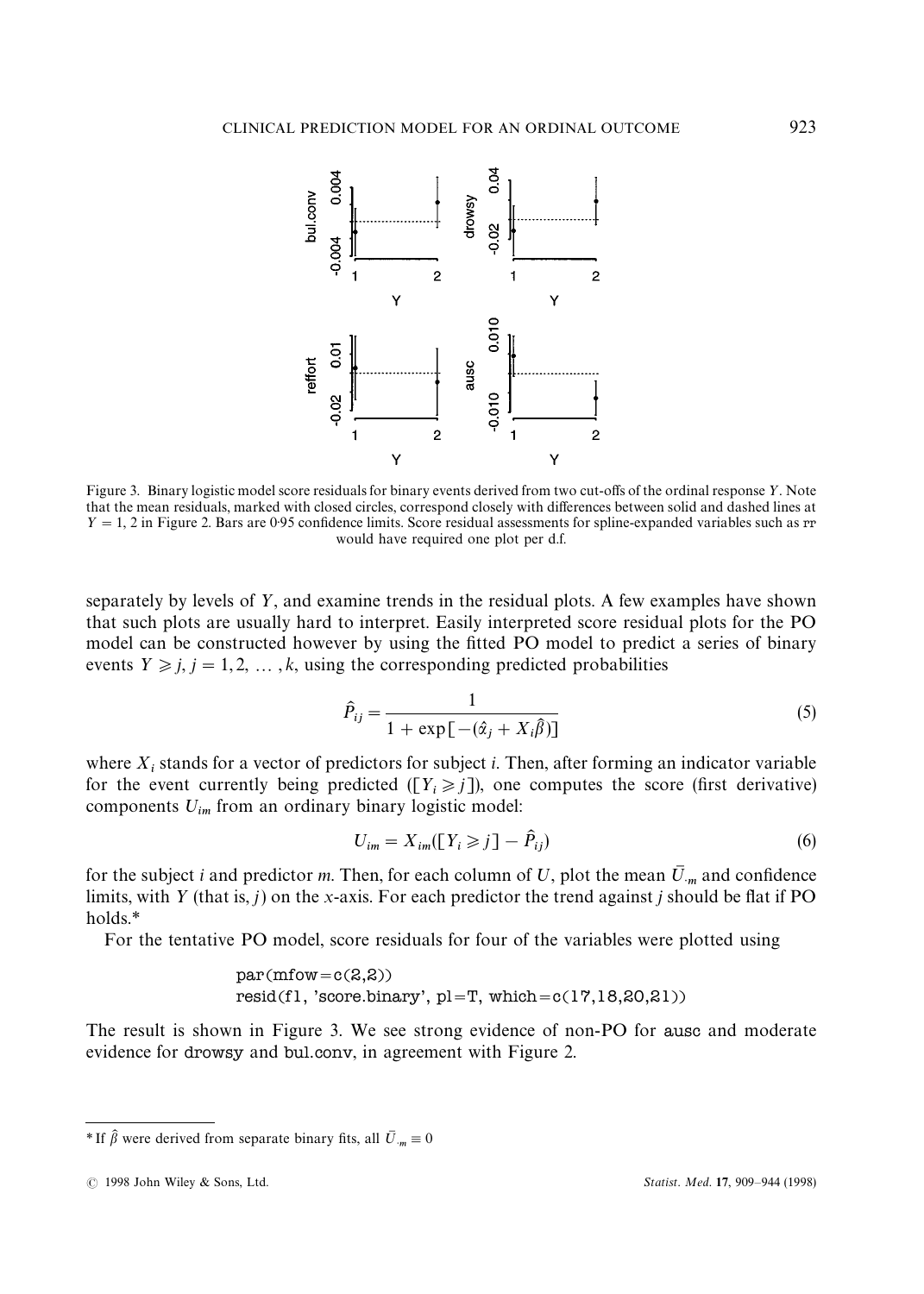Figure 3. Binary logistic model score residuals for binary events derived from two cut-offs of the ordinal response $Y$. Note that the mean residuals, marked with closed circles, correspond closely with differences between solid and dashed lines at $Y = 1, 2$ in Figure 2. Bars are 0·95 confidence limits. Score residual assessments for spline-expanded variables such as rr would have required one plot per d.f.

separately by levels of $Y$, and examine trends in the residual plots. A few examples have shown that such plots are usually hard to interpret. Easily interpreted score residual plots for the PO model can be constructed however by using the fitted PO model to predict a series of binary events $Y \geqslant j$, $j = 1, 2, \ldots, k$, using the corresponding predicted probabilities

$$\hat{P}_{ij} = \frac{1}{1 + \exp[-(\hat{\alpha}_j + X_i\hat{\beta})]} \tag{5}$$

where $X_i$ stands for a vector of predictors for subject $i$. Then, after forming an indicator variable for the event currently being predicted ($[Y_i \geqslant j]$), one computes the score (first derivative) components $U_{im}$ from an ordinary binary logistic model:

$$U_{im} = X_{im}([Y_i \geqslant j] - \hat{P}_{ij}) \tag{6}$$

for the subject $i$ and predictor $m$. Then, for each column of $U$, plot the mean $\bar{U}_{\cdot m}$ and confidence limits, with $Y$ (that is, $j$) on the $x$-axis. For each predictor the trend against $j$ should be flat if PO holds.*

For the tentative PO model, score residuals for four of the variables were plotted using

```
par(mfow=c(2,2))
resid(f1, 'score.binary', pl=T, which=c(17,18,20,21))
```

The result is shown in Figure 3. We see strong evidence of non-PO for ausc and moderate evidence for drowsy and bul.conv, in agreement with Figure 2.

---

* If $\hat{\beta}$ were derived from separate binary fits, all $\bar{U}_{\cdot m} \equiv 0$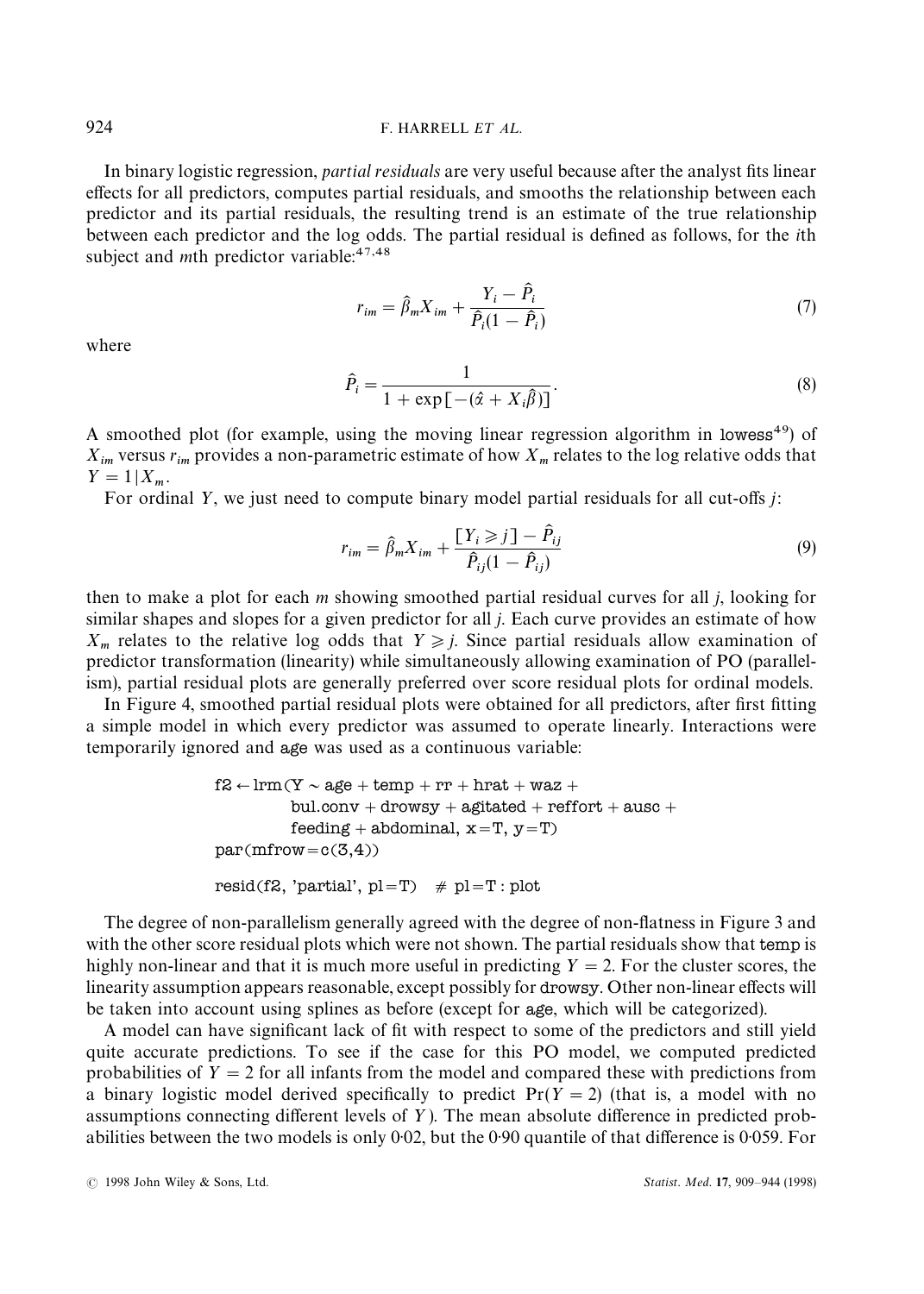In binary logistic regression, *partial residuals* are very useful because after the analyst fits linear effects for all predictors, computes partial residuals, and smooths the relationship between each predictor and its partial residuals, the resulting trend is an estimate of the true relationship between each predictor and the log odds. The partial residual is defined as follows, for the *i*th subject and *m*th predictor variable:[47,48]

$$r_{im} = \hat{\beta}_m X_{im} + \frac{Y_i - \hat{P}_i}{\hat{P}_i(1 - \hat{P}_i)} \tag{7}$$

where

$$\hat{P}_i = \frac{1}{1 + \exp[-(\hat{\alpha} + X_i \hat{\beta})]}. \tag{8}$$

A smoothed plot (for example, using the moving linear regression algorithm in lowess[49]) of $X_{im}$ versus $r_{im}$ provides a non-parametric estimate of how $X_m$ relates to the log relative odds that $Y = 1 | X_m$.

For ordinal $Y$, we just need to compute binary model partial residuals for all cut-offs $j$:

$$r_{im} = \hat{\beta}_m X_{im} + \frac{[Y_i \geqslant j] - \hat{P}_{ij}}{\hat{P}_{ij}(1 - \hat{P}_{ij})} \tag{9}$$

then to make a plot for each $m$ showing smoothed partial residual curves for all $j$, looking for similar shapes and slopes for a given predictor for all $j$. Each curve provides an estimate of how $X_m$ relates to the relative log odds that $Y \geqslant j$. Since partial residuals allow examination of predictor transformation (linearity) while simultaneously allowing examination of PO (parallelism), partial residual plots are generally preferred over score residual plots for ordinal models.

In Figure 4, smoothed partial residual plots were obtained for all predictors, after first fitting a simple model in which every predictor was assumed to operate linearly. Interactions were temporarily ignored and age was used as a continuous variable:

```
f2 ← lrm(Y ~ age + temp + rr + hrat + waz +
         bul.conv + drowsy + agitated + reffort + ausc +
         feeding + abdominal, x=T, y=T)
par(mfrow=c(3,4))

resid(f2, 'partial', pl=T)   # pl=T : plot
```

The degree of non-parallelism generally agreed with the degree of non-flatness in Figure 3 and with the other score residual plots which were not shown. The partial residuals show that temp is highly non-linear and that it is much more useful in predicting $Y = 2$. For the cluster scores, the linearity assumption appears reasonable, except possibly for drowsy. Other non-linear effects will be taken into account using splines as before (except for age, which will be categorized).

A model can have significant lack of fit with respect to some of the predictors and still yield quite accurate predictions. To see if the case for this PO model, we computed predicted probabilities of $Y = 2$ for all infants from the model and compared these with predictions from a binary logistic model derived specifically to predict $\Pr(Y = 2)$ (that is, a model with no assumptions connecting different levels of $Y$). The mean absolute difference in predicted probabilities between the two models is only 0·02, but the 0·90 quantile of that difference is 0·059. For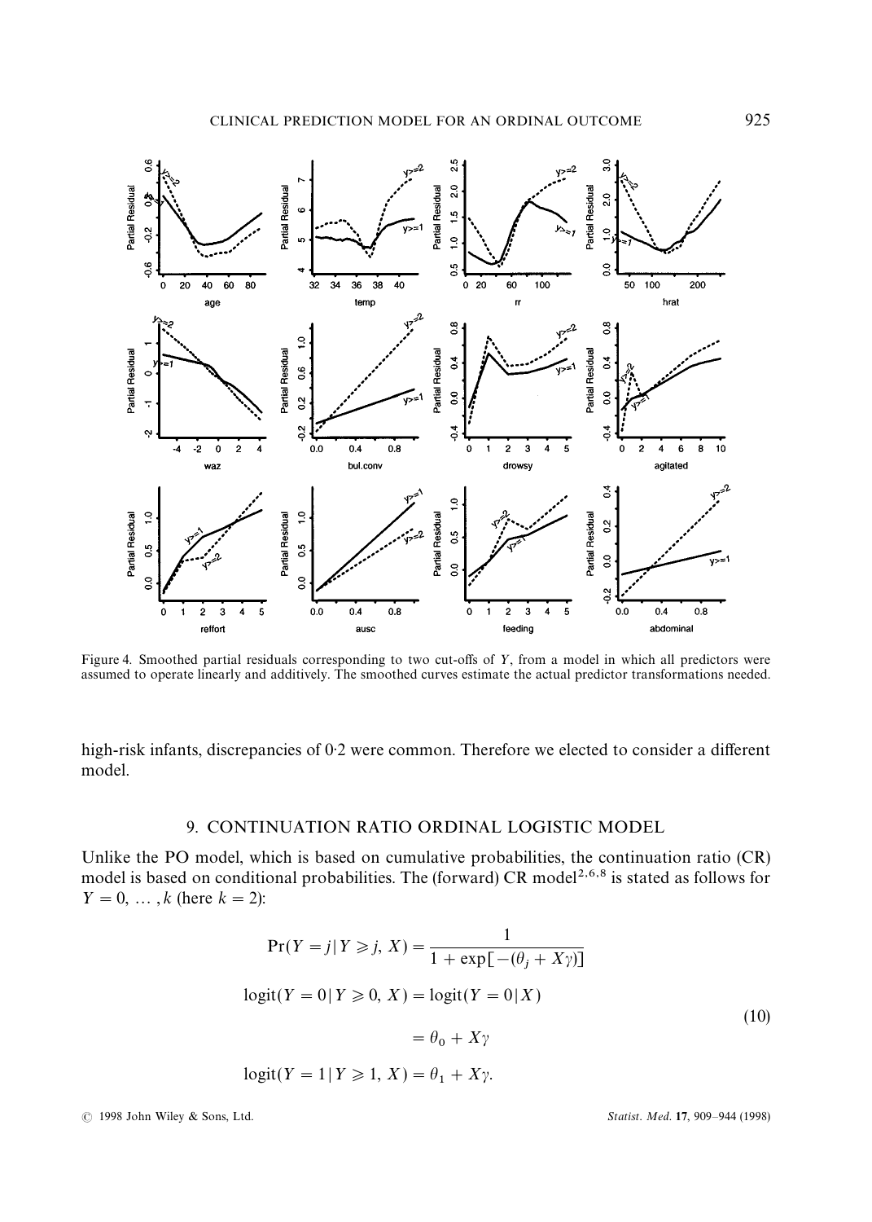Figure 4. Smoothed partial residuals corresponding to two cut-offs of $Y$, from a model in which all predictors were assumed to operate linearly and additively. The smoothed curves estimate the actual predictor transformations needed.

high-risk infants, discrepancies of 0·2 were common. Therefore we elected to consider a different model.

## 9. CONTINUATION RATIO ORDINAL LOGISTIC MODEL

Unlike the PO model, which is based on cumulative probabilities, the continuation ratio (CR) model is based on conditional probabilities. The (forward) CR model[2,6,8] is stated as follows for $Y = 0, \ldots, k$ (here $k = 2$):

$$
\begin{aligned}
\Pr(Y = j \mid Y \geqslant j, X) &= \frac{1}{1 + \exp[-(\theta_j + X\gamma)]} \\
\operatorname{logit}(Y = 0 \mid Y \geqslant 0, X) &= \operatorname{logit}(Y = 0 \mid X) \\
&= \theta_0 + X\gamma \\
\operatorname{logit}(Y = 1 \mid Y \geqslant 1, X) &= \theta_1 + X\gamma.
\end{aligned}
\tag{10}
$$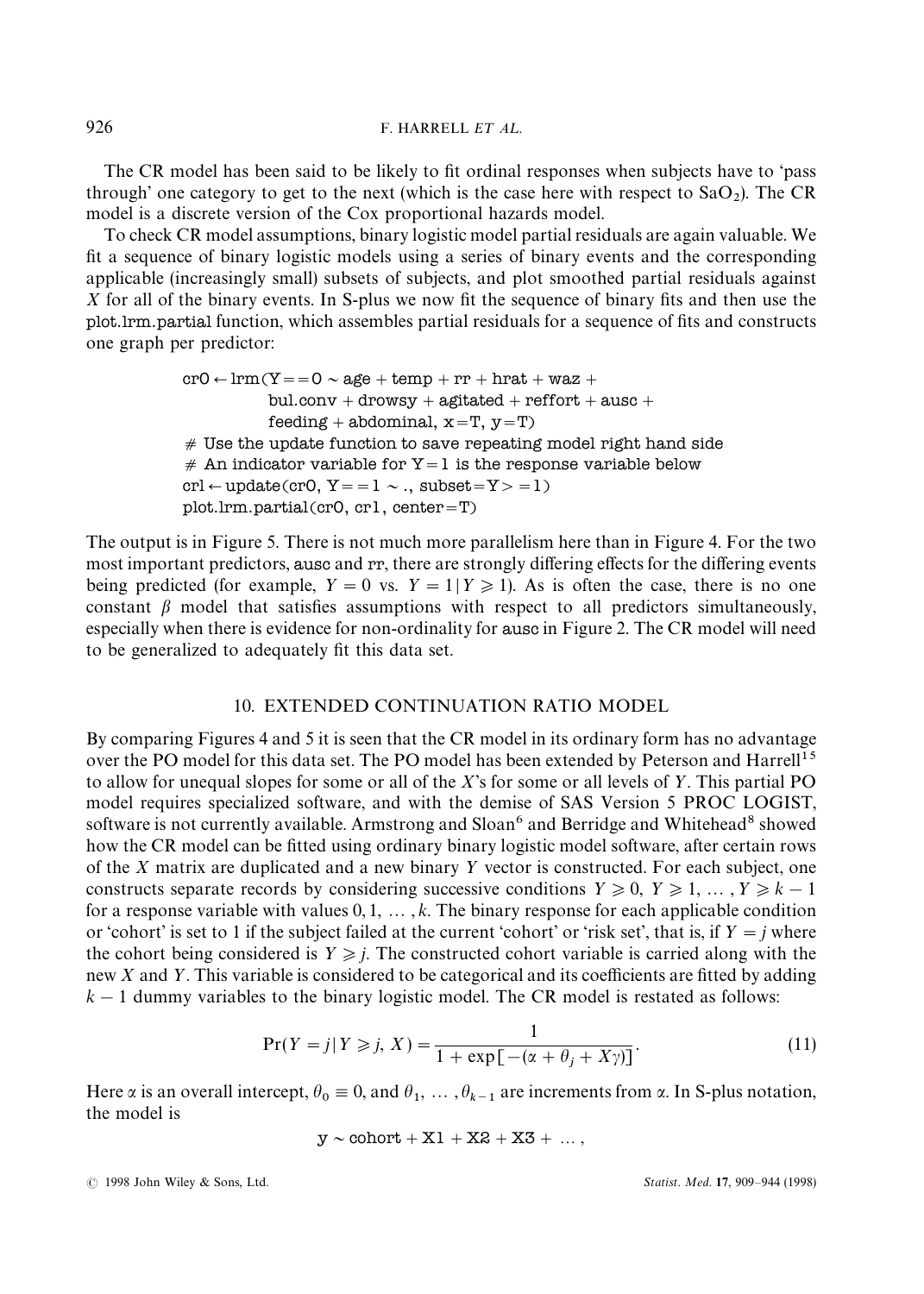The CR model has been said to be likely to fit ordinal responses when subjects have to 'pass through' one category to get to the next (which is the case here with respect to $SaO_2$). The CR model is a discrete version of the Cox proportional hazards model.

To check CR model assumptions, binary logistic model partial residuals are again valuable. We fit a sequence of binary logistic models using a series of binary events and the corresponding applicable (increasingly small) subsets of subjects, and plot smoothed partial residuals against $X$ for all of the binary events. In S-plus we now fit the sequence of binary fits and then use the plot.lrm.partial function, which assembles partial residuals for a sequence of fits and constructs one graph per predictor:

```
cr0 ← lrm(Y==0 ~ age + temp + rr + hrat + waz +
          bul.conv + drowsy + agitated + reffort + ausc +
          feeding + abdominal, x=T, y=T)
# Use the update function to save repeating model right hand side
# An indicator variable for Y=1 is the response variable below
cr1 ← update(cr0, Y==1 ~ ., subset=Y>=1)
plot.lrm.partial(cr0, cr1, center=T)
```

The output is in Figure 5. There is not much more parallelism here than in Figure 4. For the two most important predictors, ausc and rr, there are strongly differing effects for the differing events being predicted (for example, $Y = 0$ vs. $Y = 1 | Y \geqslant 1$). As is often the case, there is no one constant $\beta$ model that satisfies assumptions with respect to all predictors simultaneously, especially when there is evidence for non-ordinality for ausc in Figure 2. The CR model will need to be generalized to adequately fit this data set.

## 10. EXTENDED CONTINUATION RATIO MODEL

By comparing Figures 4 and 5 it is seen that the CR model in its ordinary form has no advantage over the PO model for this data set. The PO model has been extended by Peterson and Harrell[15] to allow for unequal slopes for some or all of the $X$'s for some or all levels of $Y$. This partial PO model requires specialized software, and with the demise of SAS Version 5 PROC LOGIST, software is not currently available. Armstrong and Sloan[6] and Berridge and Whitehead[8] showed how the CR model can be fitted using ordinary binary logistic model software, after certain rows of the $X$ matrix are duplicated and a new binary $Y$ vector is constructed. For each subject, one constructs separate records by considering successive conditions $Y \geqslant 0$, $Y \geqslant 1, \ldots, Y \geqslant k-1$ for a response variable with values $0, 1, \ldots, k$. The binary response for each applicable condition or 'cohort' is set to 1 if the subject failed at the current 'cohort' or 'risk set', that is, if $Y = j$ where the cohort being considered is $Y \geqslant j$. The constructed cohort variable is carried along with the new $X$ and $Y$. This variable is considered to be categorical and its coefficients are fitted by adding $k-1$ dummy variables to the binary logistic model. The CR model is restated as follows:

$$\Pr(Y = j | Y \geqslant j, X) = \frac{1}{1 + \exp[-(\alpha + \theta_j + X\gamma)]}. \tag{11}$$

Here $\alpha$ is an overall intercept, $\theta_0 \equiv 0$, and $\theta_1, \ldots, \theta_{k-1}$ are increments from $\alpha$. In S-plus notation, the model is

```
y ~ cohort + X1 + X2 + X3 + ... ,
```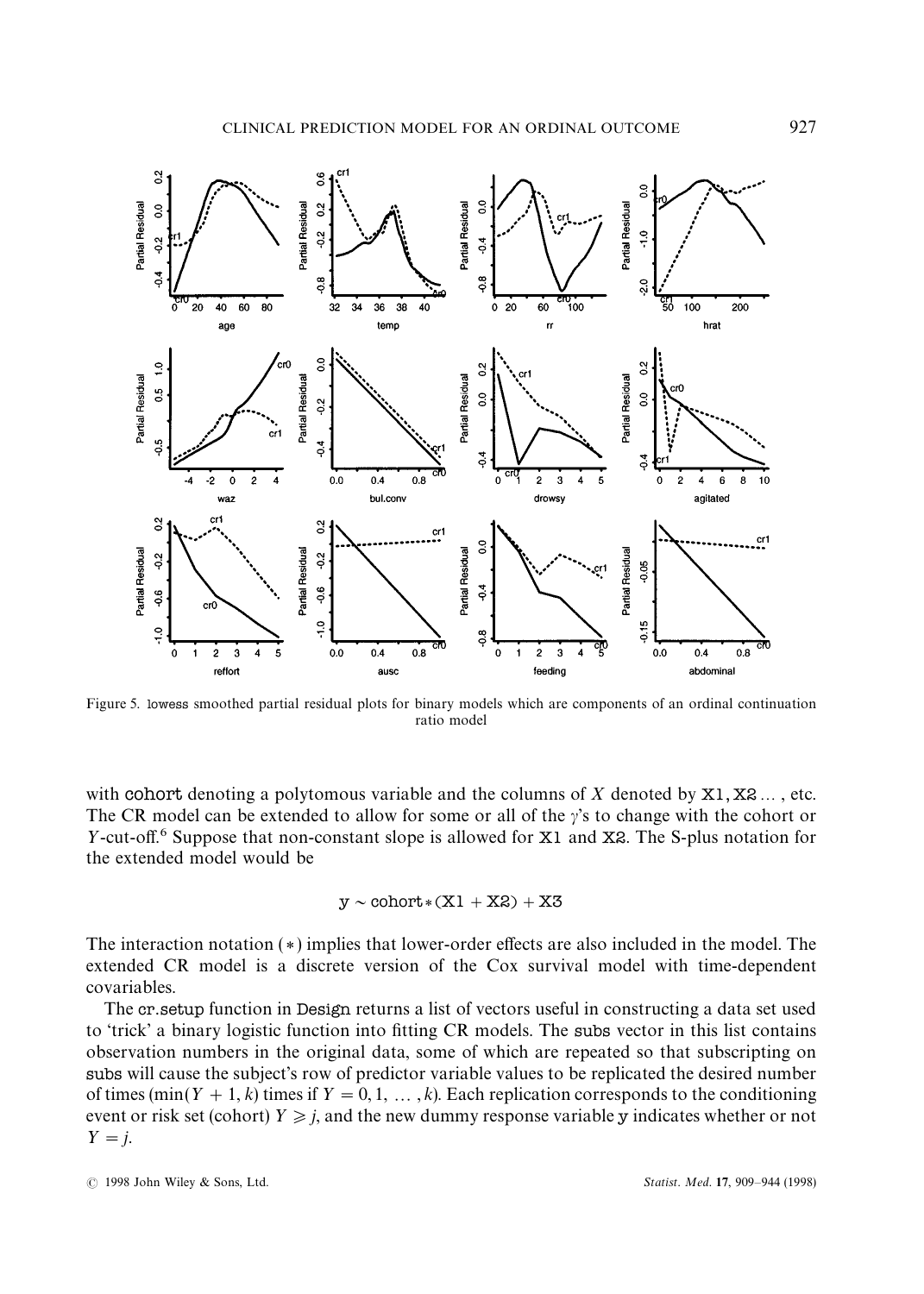Figure 5. lowess smoothed partial residual plots for binary models which are components of an ordinal continuation ratio model

with cohort denoting a polytomous variable and the columns of $X$ denoted by X1, X2 ... , etc. The CR model can be extended to allow for some or all of the $\gamma$'s to change with the cohort or $Y$-cut-off.[6] Suppose that non-constant slope is allowed for X1 and X2. The S-plus notation for the extended model would be

```
y ~ cohort*(X1 + X2) + X3
```

The interaction notation (*) implies that lower-order effects are also included in the model. The extended CR model is a discrete version of the Cox survival model with time-dependent covariables.

The cr.setup function in Design returns a list of vectors useful in constructing a data set used to 'trick' a binary logistic function into fitting CR models. The subs vector in this list contains observation numbers in the original data, some of which are repeated so that subscripting on subs will cause the subject's row of predictor variable values to be replicated the desired number of times ($\min(Y+1, k)$ times if $Y = 0, 1, \ldots, k$). Each replication corresponds to the conditioning event or risk set (cohort) $Y \geqslant j$, and the new dummy response variable y indicates whether or not $Y = j$.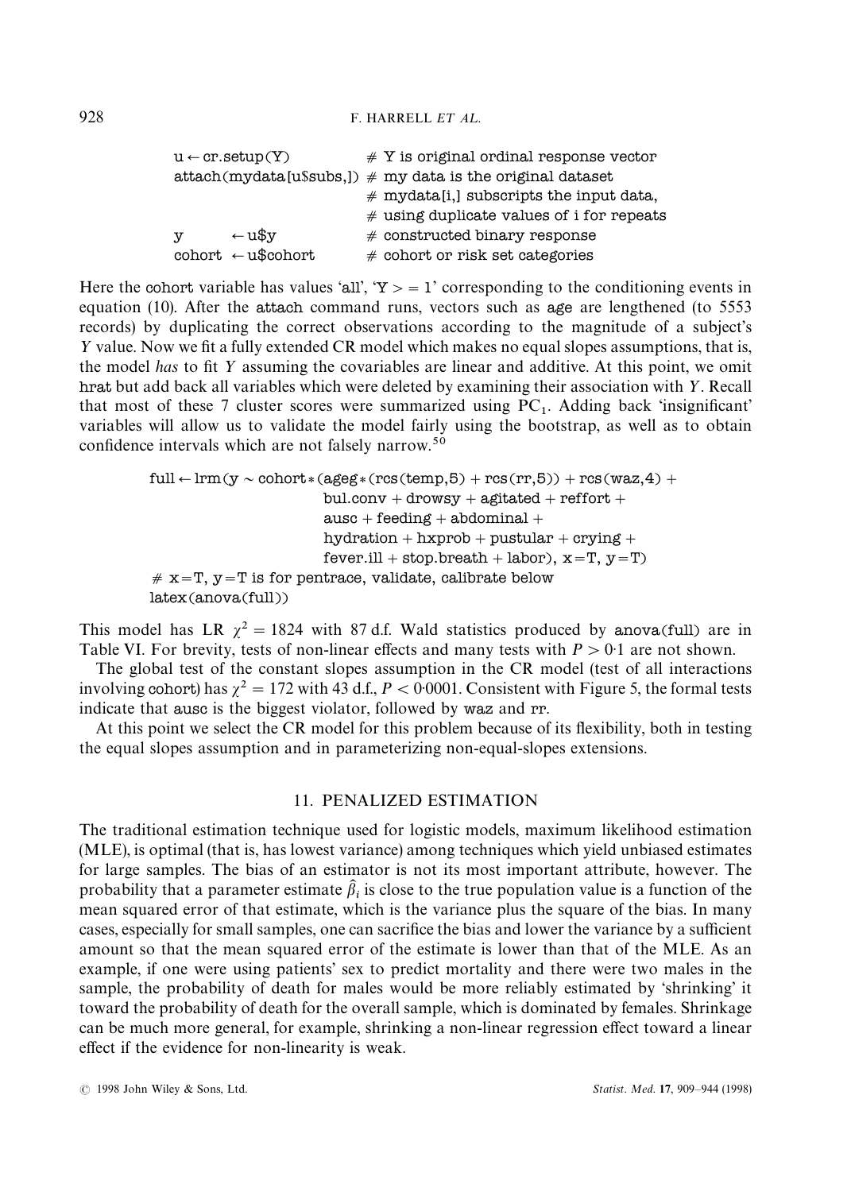```
u ← cr.setup(Y)              # Y is original ordinal response vector
attach(mydata[u$subs,])      # my data is the original dataset
                             # mydata[i,] subscripts the input data,
                             # using duplicate values of i for repeats
y        ← u$y               # constructed binary response
cohort   ← u$cohort          # cohort or risk set categories
```

Here the cohort variable has values 'all', 'Y > = 1' corresponding to the conditioning events in equation (10). After the attach command runs, vectors such as age are lengthened (to 5553 records) by duplicating the correct observations according to the magnitude of a subject's $Y$ value. Now we fit a fully extended CR model which makes no equal slopes assumptions, that is, the model *has* to fit $Y$ assuming the covariables are linear and additive. At this point, we omit hrat but add back all variables which were deleted by examining their association with $Y$. Recall that most of these 7 cluster scores were summarized using $PC_1$. Adding back 'insignificant' variables will allow us to validate the model fairly using the bootstrap, as well as to obtain confidence intervals which are not falsely narrow.[50]

```
full ← lrm(y ~ cohort*(ageg*(rcs(temp,5) + rcs(rr,5)) + rcs(waz,4) +
                 bul.conv + drowsy + agitated + reffort +
                 ausc + feeding + abdominal +
                 hydration + hxprob + pustular + crying +
                 fever.ill + stop.breath + labor), x=T, y=T)
# x=T, y=T is for pentrace, validate, calibrate below
latex(anova(full))
```

This model has LR $\chi^2 = 1824$ with 87 d.f. Wald statistics produced by anova(full) are in Table VI. For brevity, tests of non-linear effects and many tests with $P > 0{\cdot}1$ are not shown.

The global test of the constant slopes assumption in the CR model (test of all interactions involving cohort) has $\chi^2 = 172$ with 43 d.f., $P < 0{\cdot}0001$. Consistent with Figure 5, the formal tests indicate that ausc is the biggest violator, followed by waz and rr.

At this point we select the CR model for this problem because of its flexibility, both in testing the equal slopes assumption and in parameterizing non-equal-slopes extensions.

## 11. PENALIZED ESTIMATION

The traditional estimation technique used for logistic models, maximum likelihood estimation (MLE), is optimal (that is, has lowest variance) among techniques which yield unbiased estimates for large samples. The bias of an estimator is not its most important attribute, however. The probability that a parameter estimate $\hat{\beta}_i$ is close to the true population value is a function of the mean squared error of that estimate, which is the variance plus the square of the bias. In many cases, especially for small samples, one can sacrifice the bias and lower the variance by a sufficient amount so that the mean squared error of the estimate is lower than that of the MLE. As an example, if one were using patients' sex to predict mortality and there were two males in the sample, the probability of death for males would be more reliably estimated by 'shrinking' it toward the probability of death for the overall sample, which is dominated by females. Shrinkage can be much more general, for example, shrinking a non-linear regression effect toward a linear effect if the evidence for non-linearity is weak.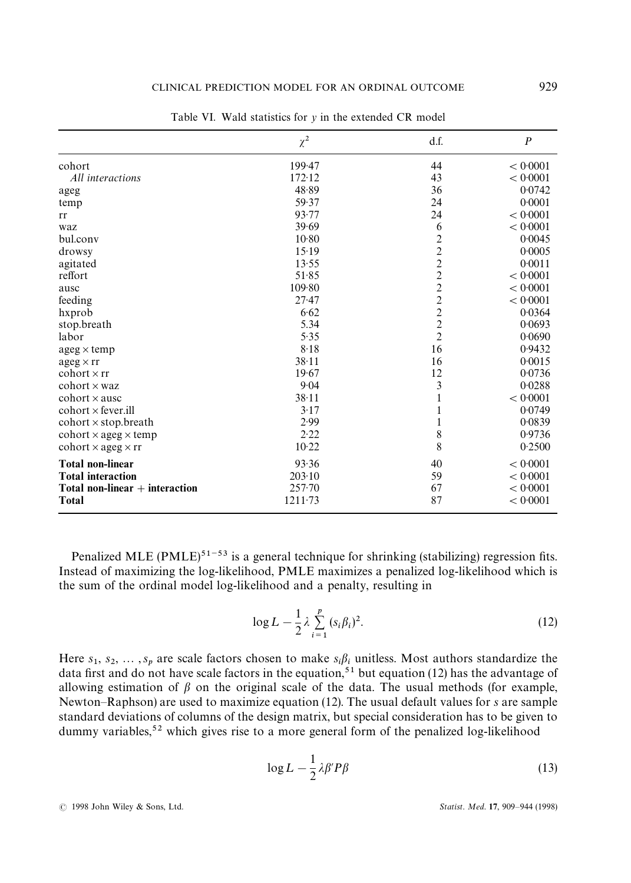Table VI. Wald statistics for $y$ in the extended CR model

| | $\chi^2$ | d.f. | $P$ |
|---|---|---|---|
| cohort | 199·47 | 44 | < 0·0001 |
| *All interactions* | 172·12 | 43 | < 0·0001 |
| ageg | 48·89 | 36 | 0·0742 |
| temp | 59·37 | 24 | 0·0001 |
| rr | 93·77 | 24 | < 0·0001 |
| waz | 39·69 | 6 | < 0·0001 |
| bul.conv | 10·80 | 2 | 0·0045 |
| drowsy | 15·19 | 2 | 0·0005 |
| agitated | 13·55 | 2 | 0·0011 |
| reffort | 51·85 | 2 | < 0·0001 |
| ausc | 109·80 | 2 | < 0·0001 |
| feeding | 27·47 | 2 | < 0·0001 |
| hxprob | 6·62 | 2 | 0·0364 |
| stop.breath | 5.34 | 2 | 0·0693 |
| labor | 5·35 | 2 | 0·0690 |
| ageg × temp | 8·18 | 16 | 0·9432 |
| ageg × rr | 38·11 | 16 | 0·0015 |
| cohort × rr | 19·67 | 12 | 0·0736 |
| cohort × waz | 9·04 | 3 | 0·0288 |
| cohort × ausc | 38·11 | 1 | < 0·0001 |
| cohort × fever.ill | 3·17 | 1 | 0·0749 |
| cohort × stop.breath | 2·99 | 1 | 0·0839 |
| cohort × ageg × temp | 2·22 | 8 | 0·9736 |
| cohort × ageg × rr | 10·22 | 8 | 0·2500 |
| **Total non-linear** | 93·36 | 40 | < 0·0001 |
| **Total interaction** | 203·10 | 59 | < 0·0001 |
| **Total non-linear + interaction** | 257·70 | 67 | < 0·0001 |
| **Total** | 1211·73 | 87 | < 0·0001 |

Penalized MLE (PMLE)[51–53] is a general technique for shrinking (stabilizing) regression fits. Instead of maximizing the log-likelihood, PMLE maximizes a penalized log-likelihood which is the sum of the ordinal model log-likelihood and a penalty, resulting in

$$\log L - \frac{1}{2}\lambda \sum_{i=1}^{p} (s_i \beta_i)^2. \tag{12}$$

Here $s_1, s_2, \ldots, s_p$ are scale factors chosen to make $s_i\beta_i$ unitless. Most authors standardize the data first and do not have scale factors in the equation,[51] but equation (12) has the advantage of allowing estimation of $\beta$ on the original scale of the data. The usual methods (for example, Newton–Raphson) are used to maximize equation (12). The usual default values for $s$ are sample standard deviations of columns of the design matrix, but special consideration has to be given to dummy variables,[52] which gives rise to a more general form of the penalized log-likelihood

$$\log L - \frac{1}{2}\lambda \beta' P \beta \tag{13}$$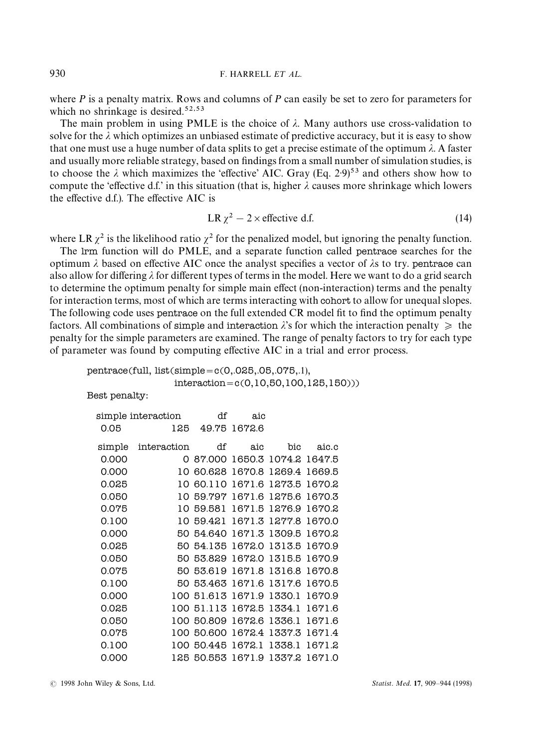where $P$ is a penalty matrix. Rows and columns of $P$ can easily be set to zero for parameters for which no shrinkage is desired.[52,53]

The main problem in using PMLE is the choice of $\lambda$. Many authors use cross-validation to solve for the $\lambda$ which optimizes an unbiased estimate of predictive accuracy, but it is easy to show that one must use a huge number of data splits to get a precise estimate of the optimum $\lambda$. A faster and usually more reliable strategy, based on findings from a small number of simulation studies, is to choose the $\lambda$ which maximizes the 'effective' AIC. Gray (Eq. 2·9)[53] and others show how to compute the 'effective d.f.' in this situation (that is, higher $\lambda$ causes more shrinkage which lowers the effective d.f.). The effective AIC is

$$\text{LR}\ \chi^2 - 2 \times \text{effective d.f.} \tag{14}$$

where LR $\chi^2$ is the likelihood ratio $\chi^2$ for the penalized model, but ignoring the penalty function.

The lrm function will do PMLE, and a separate function called pentrace searches for the optimum $\lambda$ based on effective AIC once the analyst specifies a vector of $\lambda$s to try. pentrace can also allow for differing $\lambda$ for different types of terms in the model. Here we want to do a grid search to determine the optimum penalty for simple main effect (non-interaction) terms and the penalty for interaction terms, most of which are terms interacting with cohort to allow for unequal slopes. The following code uses pentrace on the full extended CR model fit to find the optimum penalty factors. All combinations of simple and interaction $\lambda$'s for which the interaction penalty $\geqslant$ the penalty for the simple parameters are examined. The range of penalty factors to try for each type of parameter was found by computing effective AIC in a trial and error process.

```
pentrace(full, list(simple=c(0,.025,.05,.075,.1),
                interaction=c(0,10,50,100,125,150)))
Best penalty:

 simple interaction      df    aic
 0.05             125  49.75 1672.6

  simple  interaction      df     aic     bic   aic.c
  0.000            0 87.000 1650.3 1074.2 1647.5
  0.000           10 60.628 1670.8 1269.4 1669.5
  0.025           10 60.110 1671.6 1273.5 1670.2
  0.050           10 59.797 1671.6 1275.6 1670.3
  0.075           10 59.581 1671.5 1276.9 1670.2
  0.100           10 59.421 1671.3 1277.8 1670.0
  0.000           50 54.640 1671.3 1309.5 1670.2
  0.025           50 54.135 1672.0 1313.5 1670.9
  0.050           50 53.829 1672.0 1315.5 1670.9
  0.075           50 53.619 1671.8 1316.8 1670.8
  0.100           50 53.463 1671.6 1317.6 1670.5
  0.000          100 51.613 1671.9 1330.1 1670.9
  0.025          100 51.113 1672.5 1334.1 1671.6
  0.050          100 50.809 1672.6 1336.1 1671.6
  0.075          100 50.600 1672.4 1337.3 1671.4
  0.100          100 50.445 1672.1 1338.1 1671.2
  0.000          125 50.553 1671.9 1337.2 1671.0
```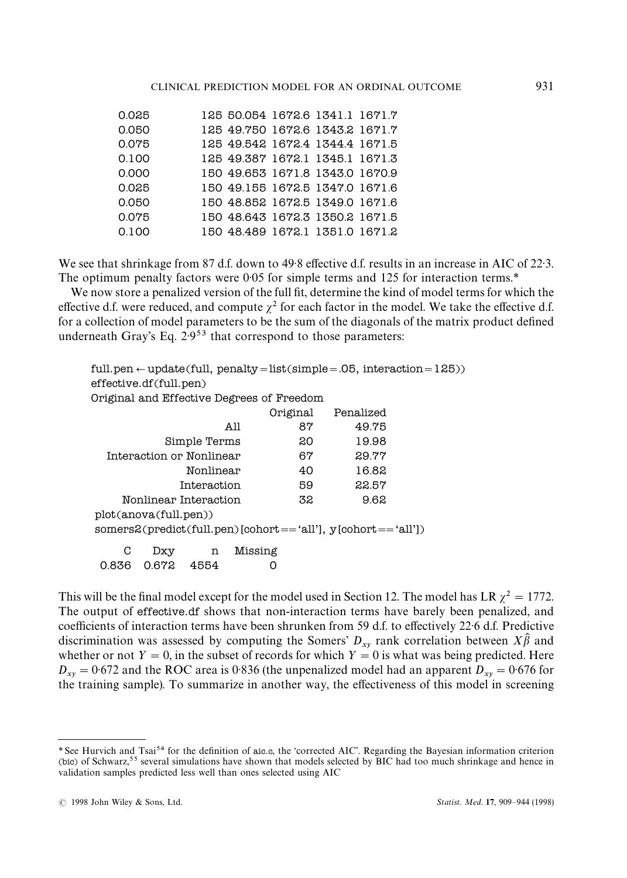```
0.025          125 50.054 1672.6 1341.1 1671.7
0.050          125 49.750 1672.6 1343.2 1671.7
0.075          125 49.542 1672.4 1344.4 1671.5
0.100          125 49.387 1672.1 1345.1 1671.3
0.000          150 49.653 1671.8 1343.0 1670.9
0.025          150 49.155 1672.5 1347.0 1671.6
0.050          150 48.852 1672.5 1349.0 1671.6
0.075          150 48.643 1672.3 1350.2 1671.5
0.100          150 48.489 1672.1 1351.0 1671.2
```

We see that shrinkage from 87 d.f. down to 49·8 effective d.f. results in an increase in AIC of 22·3. The optimum penalty factors were 0·05 for simple terms and 125 for interaction terms.*

We now store a penalized version of the full fit, determine the kind of model terms for which the effective d.f. were reduced, and compute $\chi^2$ for each factor in the model. We take the effective d.f. for a collection of model parameters to be the sum of the diagonals of the matrix product defined underneath Gray's Eq. 2·9[53] that correspond to those parameters:

```
full.pen ← update(full, penalty=list(simple=.05, interaction=125))
effective.df(full.pen)
Original and Effective Degrees of Freedom
                              Original   Penalized
                         All        87       49.75
                Simple Terms        20       19.98
    Interaction or Nonlinear        67       29.77
                   Nonlinear        40       16.82
                 Interaction        59       22.57
       Nonlinear Interaction        32        9.62
plot(anova(full.pen))
somers2(predict(full.pen)[cohort=='all'], y[cohort=='all'])

    C     Dxy      n   Missing
0.836   0.672   4554         0
```

This will be the final model except for the model used in Section 12. The model has LR $\chi^2 = 1772$. The output of effective.df shows that non-interaction terms have barely been penalized, and coefficients of interaction terms have been shrunken from 59 d.f. to effectively 22·6 d.f. Predictive discrimination was assessed by computing the Somers' $D_{xy}$ rank correlation between $X\hat{\beta}$ and whether or not $Y = 0$, in the subset of records for which $Y = 0$ is what was being predicted. Here $D_{xy} = 0{\cdot}672$ and the ROC area is 0·836 (the unpenalized model had an apparent $D_{xy} = 0{\cdot}676$ for the training sample). To summarize in another way, the effectiveness of this model in screening

---

* See Hurvich and Tsai[54] for the definition of aic.c, the 'corrected AIC'. Regarding the Bayesian information criterion (bic) of Schwarz,[55] several simulations have shown that models selected by BIC had too much shrinkage and hence in validation samples predicted less well than ones selected using AIC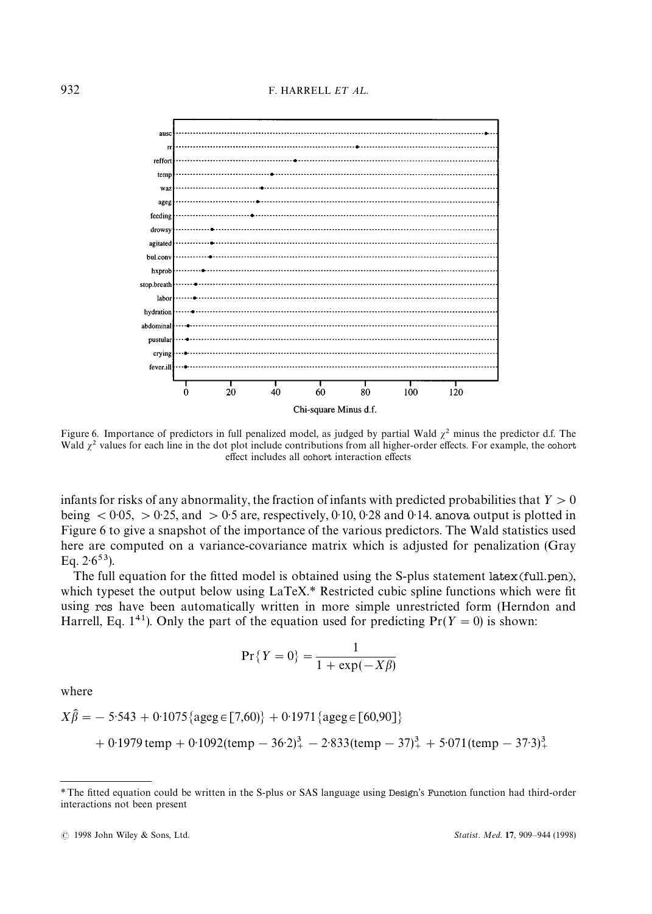Figure 6. Importance of predictors in full penalized model, as judged by partial Wald $\chi^2$ minus the predictor d.f. The Wald $\chi^2$ values for each line in the dot plot include contributions from all higher-order effects. For example, the cohort effect includes all cohort interaction effects

infants for risks of any abnormality, the fraction of infants with predicted probabilities that $Y > 0$ being $< 0{\cdot}05$, $> 0{\cdot}25$, and $> 0{\cdot}5$ are, respectively, 0·10, 0·28 and 0·14. anova output is plotted in Figure 6 to give a snapshot of the importance of the various predictors. The Wald statistics used here are computed on a variance-covariance matrix which is adjusted for penalization (Gray Eq. 2·6[53]).

The full equation for the fitted model is obtained using the S-plus statement latex(full.pen), which typeset the output below using LaTeX.* Restricted cubic spline functions which were fit using rcs have been automatically written in more simple unrestricted form (Herndon and Harrell, Eq. 1[41]). Only the part of the equation used for predicting $\Pr(Y = 0)$ is shown:

$$\Pr\{Y = 0\} = \frac{1}{1 + \exp(-X\beta)}$$

where

$$X\hat{\beta} = -5{\cdot}543 + 0{\cdot}1075\{\text{ageg} \in [7,60)\} + 0{\cdot}1971\{\text{ageg} \in [60,90]\}$$
$$+ 0{\cdot}1979\,\text{temp} + 0{\cdot}1092(\text{temp} - 36{\cdot}2)_+^3 - 2{\cdot}833(\text{temp} - 37)_+^3 + 5{\cdot}071(\text{temp} - 37{\cdot}3)_+^3$$

---

\* The fitted equation could be written in the S-plus or SAS language using Design's Function function had third-order interactions not been present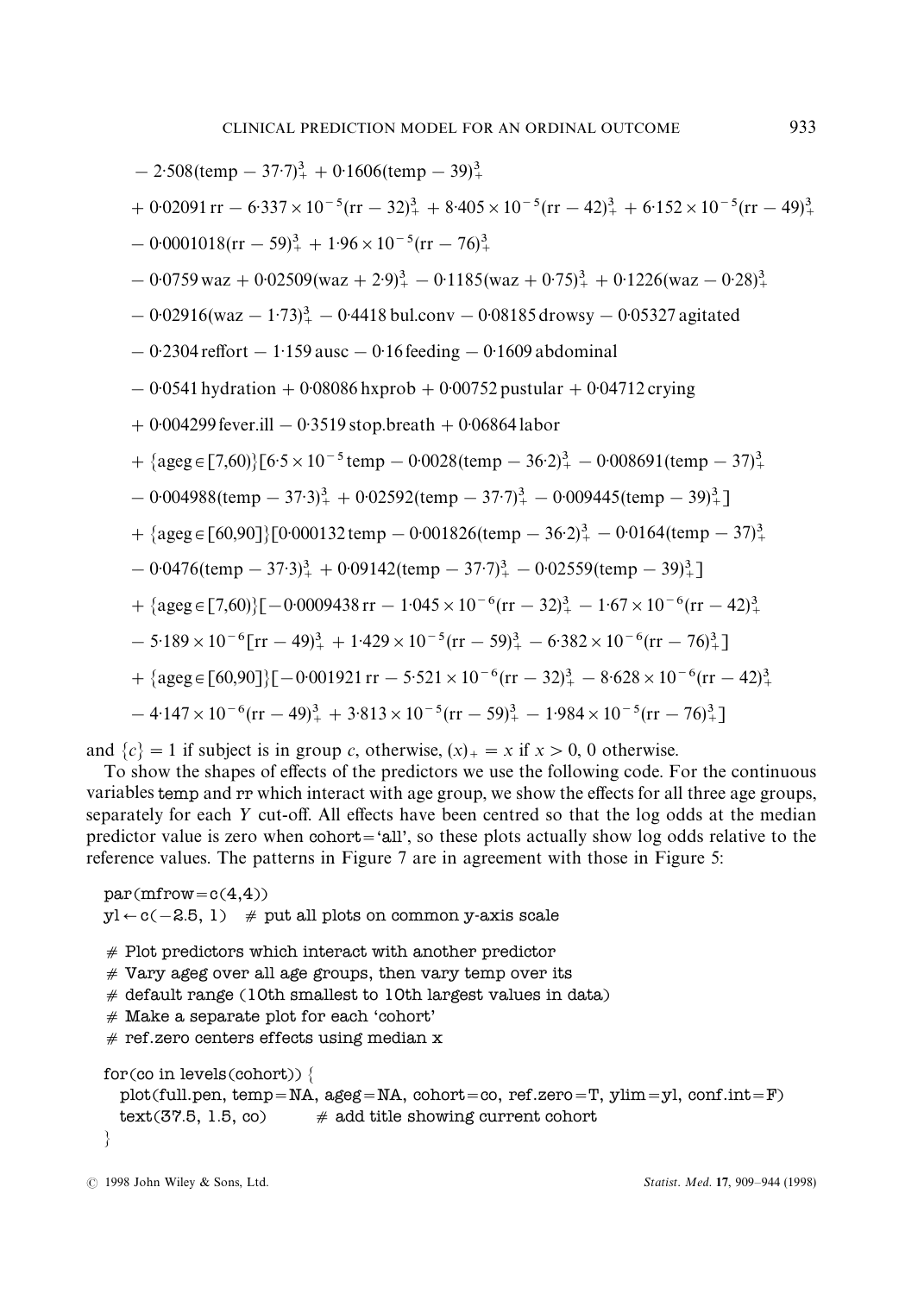$$
\begin{aligned}
&- 2{\cdot}508(\text{temp} - 37{\cdot}7)_+^3 + 0{\cdot}1606(\text{temp} - 39)_+^3 \\
&+ 0{\cdot}02091\,\text{rr} - 6{\cdot}337\times10^{-5}(\text{rr} - 32)_+^3 + 8{\cdot}405\times10^{-5}(\text{rr} - 42)_+^3 + 6{\cdot}152\times10^{-5}(\text{rr} - 49)_+^3 \\
&- 0{\cdot}0001018(\text{rr} - 59)_+^3 + 1{\cdot}96\times10^{-5}(\text{rr} - 76)_+^3 \\
&- 0{\cdot}0759\,\text{waz} + 0{\cdot}02509(\text{waz} + 2{\cdot}9)_+^3 - 0{\cdot}1185(\text{waz} + 0{\cdot}75)_+^3 + 0{\cdot}1226(\text{waz} - 0{\cdot}28)_+^3 \\
&- 0{\cdot}02916(\text{waz} - 1{\cdot}73)_+^3 - 0{\cdot}4418\,\text{bul.conv} - 0{\cdot}08185\,\text{drowsy} - 0{\cdot}05327\,\text{agitated} \\
&- 0{\cdot}2304\,\text{reffort} - 1{\cdot}159\,\text{ausc} - 0{\cdot}16\,\text{feeding} - 0{\cdot}1609\,\text{abdominal} \\
&- 0{\cdot}0541\,\text{hydration} + 0{\cdot}08086\,\text{hxprob} + 0{\cdot}00752\,\text{pustular} + 0{\cdot}04712\,\text{crying} \\
&+ 0{\cdot}004299\,\text{fever.ill} - 0{\cdot}3519\,\text{stop.breath} + 0{\cdot}06864\,\text{labor} \\
&+ \{\text{ageg} \in [7,60)\}[6{\cdot}5\times10^{-5}\,\text{temp} - 0{\cdot}0028(\text{temp} - 36{\cdot}2)_+^3 - 0{\cdot}008691(\text{temp} - 37)_+^3 \\
&- 0{\cdot}004988(\text{temp} - 37{\cdot}3)_+^3 + 0{\cdot}02592(\text{temp} - 37{\cdot}7)_+^3 - 0{\cdot}009445(\text{temp} - 39)_+^3] \\
&+ \{\text{ageg} \in [60,90]\}[0{\cdot}000132\,\text{temp} - 0{\cdot}001826(\text{temp} - 36{\cdot}2)_+^3 - 0{\cdot}0164(\text{temp} - 37)_+^3 \\
&- 0{\cdot}0476(\text{temp} - 37{\cdot}3)_+^3 + 0{\cdot}09142(\text{temp} - 37{\cdot}7)_+^3 - 0{\cdot}02559(\text{temp} - 39)_+^3] \\
&+ \{\text{ageg} \in [7,60)\}[-0{\cdot}0009438\,\text{rr} - 1{\cdot}045\times10^{-6}(\text{rr} - 32)_+^3 - 1{\cdot}67\times10^{-6}(\text{rr} - 42)_+^3 \\
&- 5{\cdot}189\times10^{-6}[\text{rr} - 49)_+^3 + 1{\cdot}429\times10^{-5}(\text{rr} - 59)_+^3 - 6{\cdot}382\times10^{-6}(\text{rr} - 76)_+^3] \\
&+ \{\text{ageg} \in [60,90]\}[-0{\cdot}001921\,\text{rr} - 5{\cdot}521\times10^{-6}(\text{rr} - 32)_+^3 - 8{\cdot}628\times10^{-6}(\text{rr} - 42)_+^3 \\
&- 4{\cdot}147\times10^{-6}(\text{rr} - 49)_+^3 + 3{\cdot}813\times10^{-5}(\text{rr} - 59)_+^3 - 1{\cdot}984\times10^{-5}(\text{rr} - 76)_+^3]
\end{aligned}
$$

and $\{c\} = 1$ if subject is in group $c$, otherwise, $(x)_+ = x$ if $x > 0$, 0 otherwise.

To show the shapes of effects of the predictors we use the following code. For the continuous variables temp and rr which interact with age group, we show the effects for all three age groups, separately for each $Y$ cut-off. All effects have been centred so that the log odds at the median predictor value is zero when cohort='all', so these plots actually show log odds relative to the reference values. The patterns in Figure 7 are in agreement with those in Figure 5:

```
par(mfrow=c(4,4))
yl <- c(-2.5, 1)   # put all plots on common y-axis scale

# Plot predictors which interact with another predictor
# Vary ageg over all age groups, then vary temp over its
# default range (10th smallest to 10th largest values in data)
# Make a separate plot for each 'cohort'
# ref.zero centers effects using median x

for(co in levels(cohort)) {
  plot(full.pen, temp=NA, ageg=NA, cohort=co, ref.zero=T, ylim=yl, conf.int=F)
  text(37.5, 1.5, co)        # add title showing current cohort
}
```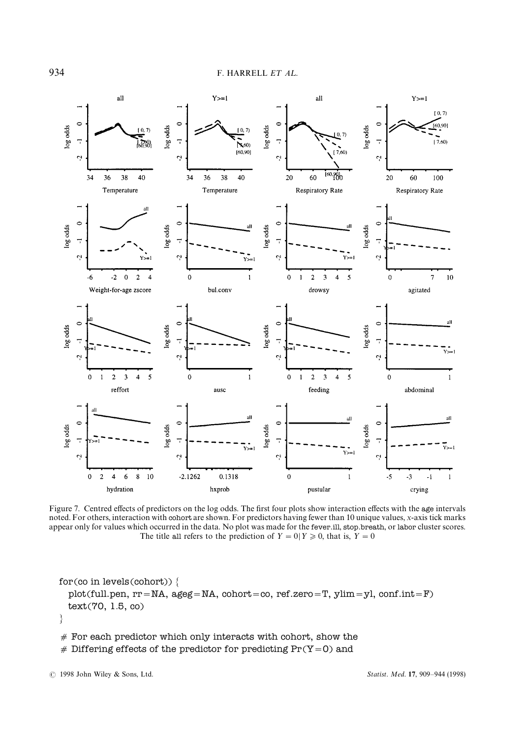Figure 7. Centred effects of predictors on the log odds. The first four plots show interaction effects with the age intervals noted. For others, interaction with cohort are shown. For predictors having fewer than 10 unique values, $x$-axis tick marks appear only for values which occurred in the data. No plot was made for the fever.ill, stop.breath, or labor cluster scores. The title all refers to the prediction of $Y = 0 | Y \geqslant 0$, that is, $Y = 0$

```
for(co in levels(cohort)) {
  plot(full.pen, rr=NA, ageg=NA, cohort=co, ref.zero=T, ylim=yl, conf.int=F)
  text(70, 1.5, co)
}

# For each predictor which only interacts with cohort, show the
# Differing effects of the predictor for predicting Pr(Y=0) and
```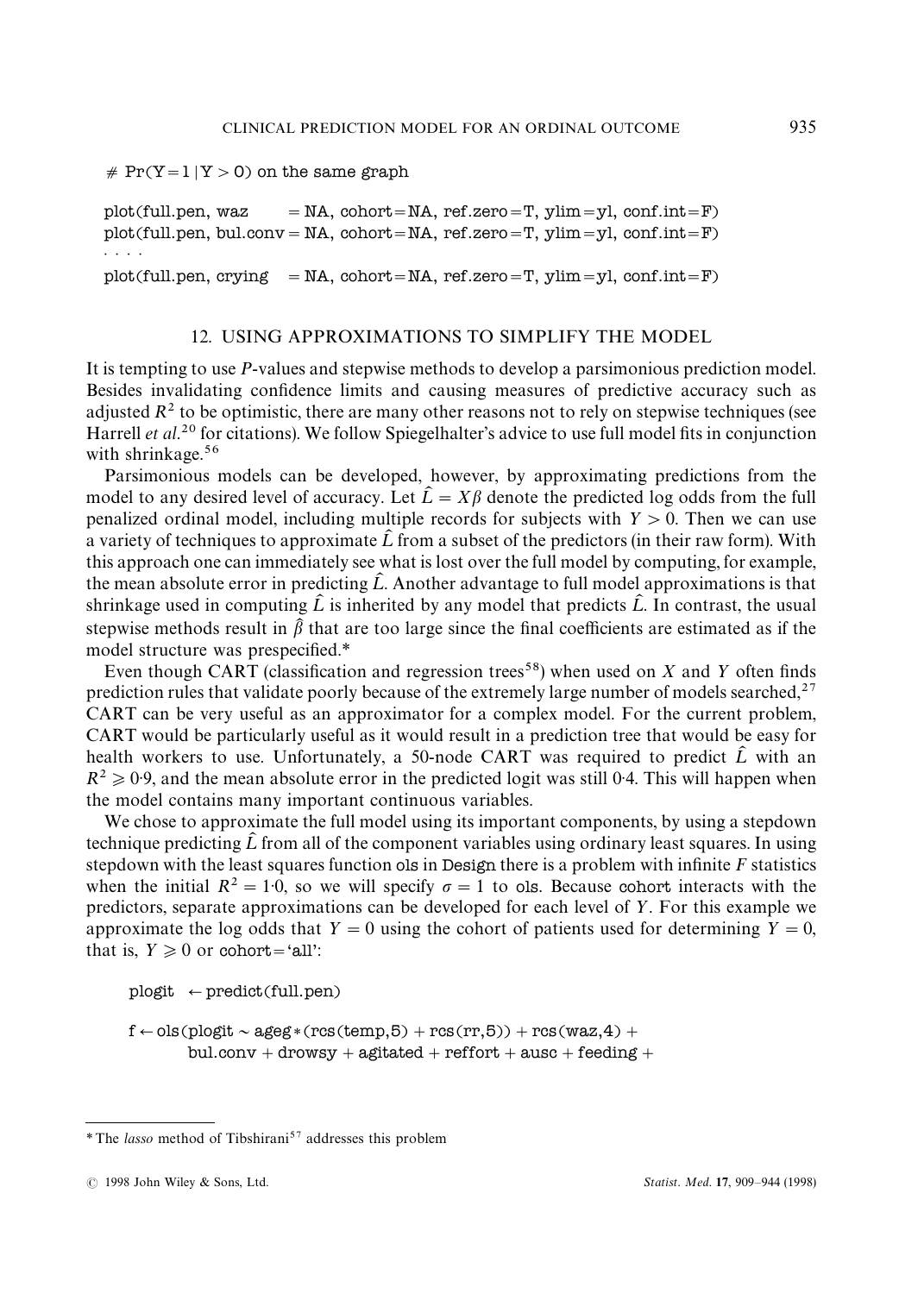```
# Pr(Y=1 | Y > 0) on the same graph

plot(full.pen, waz      = NA, cohort=NA, ref.zero=T, ylim=yl, conf.int=F)
plot(full.pen, bul.conv = NA, cohort=NA, ref.zero=T, ylim=yl, conf.int=F)
. . . .
plot(full.pen, crying   = NA, cohort=NA, ref.zero=T, ylim=yl, conf.int=F)
```

## 12. USING APPROXIMATIONS TO SIMPLIFY THE MODEL

It is tempting to use *P*-values and stepwise methods to develop a parsimonious prediction model. Besides invalidating confidence limits and causing measures of predictive accuracy such as adjusted $R^2$ to be optimistic, there are many other reasons not to rely on stepwise techniques (see Harrell *et al.*[20] for citations). We follow Spiegelhalter's advice to use full model fits in conjunction with shrinkage.[56]

Parsimonious models can be developed, however, by approximating predictions from the model to any desired level of accuracy. Let $\hat{L} = X\beta$ denote the predicted log odds from the full penalized ordinal model, including multiple records for subjects with $Y > 0$. Then we can use a variety of techniques to approximate $\hat{L}$ from a subset of the predictors (in their raw form). With this approach one can immediately see what is lost over the full model by computing, for example, the mean absolute error in predicting $\hat{L}$. Another advantage to full model approximations is that shrinkage used in computing $\hat{L}$ is inherited by any model that predicts $\hat{L}$. In contrast, the usual stepwise methods result in $\hat{\beta}$ that are too large since the final coefficients are estimated as if the model structure was prespecified.*

Even though CART (classification and regression trees[58]) when used on $X$ and $Y$ often finds prediction rules that validate poorly because of the extremely large number of models searched,[27] CART can be very useful as an approximator for a complex model. For the current problem, CART would be particularly useful as it would result in a prediction tree that would be easy for health workers to use. Unfortunately, a 50-node CART was required to predict $\hat{L}$ with an $R^2 \geqslant 0{\cdot}9$, and the mean absolute error in the predicted logit was still 0·4. This will happen when the model contains many important continuous variables.

We chose to approximate the full model using its important components, by using a stepdown technique predicting $\hat{L}$ from all of the component variables using ordinary least squares. In using stepdown with the least squares function `ols` in `Design` there is a problem with infinite *F* statistics when the initial $R^2 = 1{\cdot}0$, so we will specify $\sigma = 1$ to `ols`. Because `cohort` interacts with the predictors, separate approximations can be developed for each level of $Y$. For this example we approximate the log odds that $Y = 0$ using the cohort of patients used for determining $Y = 0$, that is, $Y \geqslant 0$ or `cohort`='`all`':

```
plogit  ← predict(full.pen)

f ← ols(plogit ~ ageg*(rcs(temp,5) + rcs(rr,5)) + rcs(waz,4) +
        bul.conv + drowsy + agitated + reffort + ausc + feeding +
```

* The *lasso* method of Tibshirani[57] addresses this problem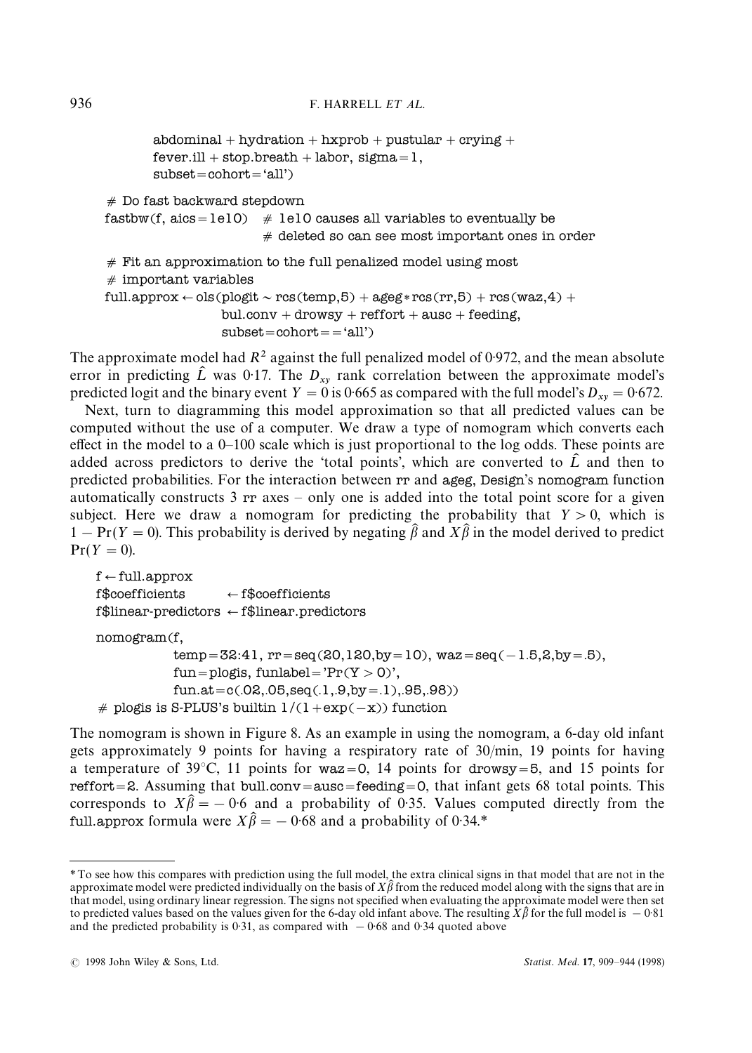```
         abdominal + hydration + hxprob + pustular + crying +
         fever.ill + stop.breath + labor, sigma = 1,
         subset = cohort = 'all')

# Do fast backward stepdown
fastbw(f, aics = 1e10)  # 1e10 causes all variables to eventually be
                        # deleted so can see most important ones in order

# Fit an approximation to the full penalized model using most
# important variables
full.approx ← ols(plogit ~ rcs(temp,5) + ageg*rcs(rr,5) + rcs(waz,4) +
                  bul.conv + drowsy + reffort + ausc + feeding,
                  subset = cohort == 'all')
```

The approximate model had $R^2$ against the full penalized model of 0·972, and the mean absolute error in predicting $\hat{L}$ was 0·17. The $D_{xy}$ rank correlation between the approximate model's predicted logit and the binary event $Y = 0$ is 0·665 as compared with the full model's $D_{xy} = 0{\cdot}672$.

Next, turn to diagramming this model approximation so that all predicted values can be computed without the use of a computer. We draw a type of nomogram which converts each effect in the model to a 0–100 scale which is just proportional to the log odds. These points are added across predictors to derive the 'total points', which are converted to $\hat{L}$ and then to predicted probabilities. For the interaction between rr and ageg, Design's nomogram function automatically constructs 3 rr axes – only one is added into the total point score for a given subject. Here we draw a nomogram for predicting the probability that $Y > 0$, which is $1 - \Pr(Y = 0)$. This probability is derived by negating $\hat{\beta}$ and $X\hat{\beta}$ in the model derived to predict $\Pr(Y = 0)$.

```
f ← full.approx
f$coefficients       ← f$coefficients
f$linear-predictors  ← f$linear.predictors

nomogram(f,
         temp = 32:41, rr = seq(20,120,by = 10), waz = seq(−1.5,2,by = .5),
         fun = plogis, funlabel = 'Pr(Y > 0)',
         fun.at = c(.02,.05,seq(.1,.9,by = .1),.95,.98))
# plogis is S-PLUS's builtin 1/(1 + exp(−x)) function
```

The nomogram is shown in Figure 8. As an example in using the nomogram, a 6-day old infant gets approximately 9 points for having a respiratory rate of 30/min, 19 points for having a temperature of 39°C, 11 points for waz = 0, 14 points for drowsy = 5, and 15 points for reffort = 2. Assuming that bull.conv = ausc = feeding = 0, that infant gets 68 total points. This corresponds to $X\hat{\beta} = -0{\cdot}6$ and a probability of 0·35. Values computed directly from the full.approx formula were $X\hat{\beta} = -0{\cdot}68$ and a probability of 0·34.*

---

* To see how this compares with prediction using the full model, the extra clinical signs in that model that are not in the approximate model were predicted individually on the basis of $X\hat{\beta}$ from the reduced model along with the signs that are in that model, using ordinary linear regression. The signs not specified when evaluating the approximate model were then set to predicted values based on the values given for the 6-day old infant above. The resulting $X\hat{\beta}$ for the full model is $-0{\cdot}81$ and the predicted probability is 0·31, as compared with $-0{\cdot}68$ and 0·34 quoted above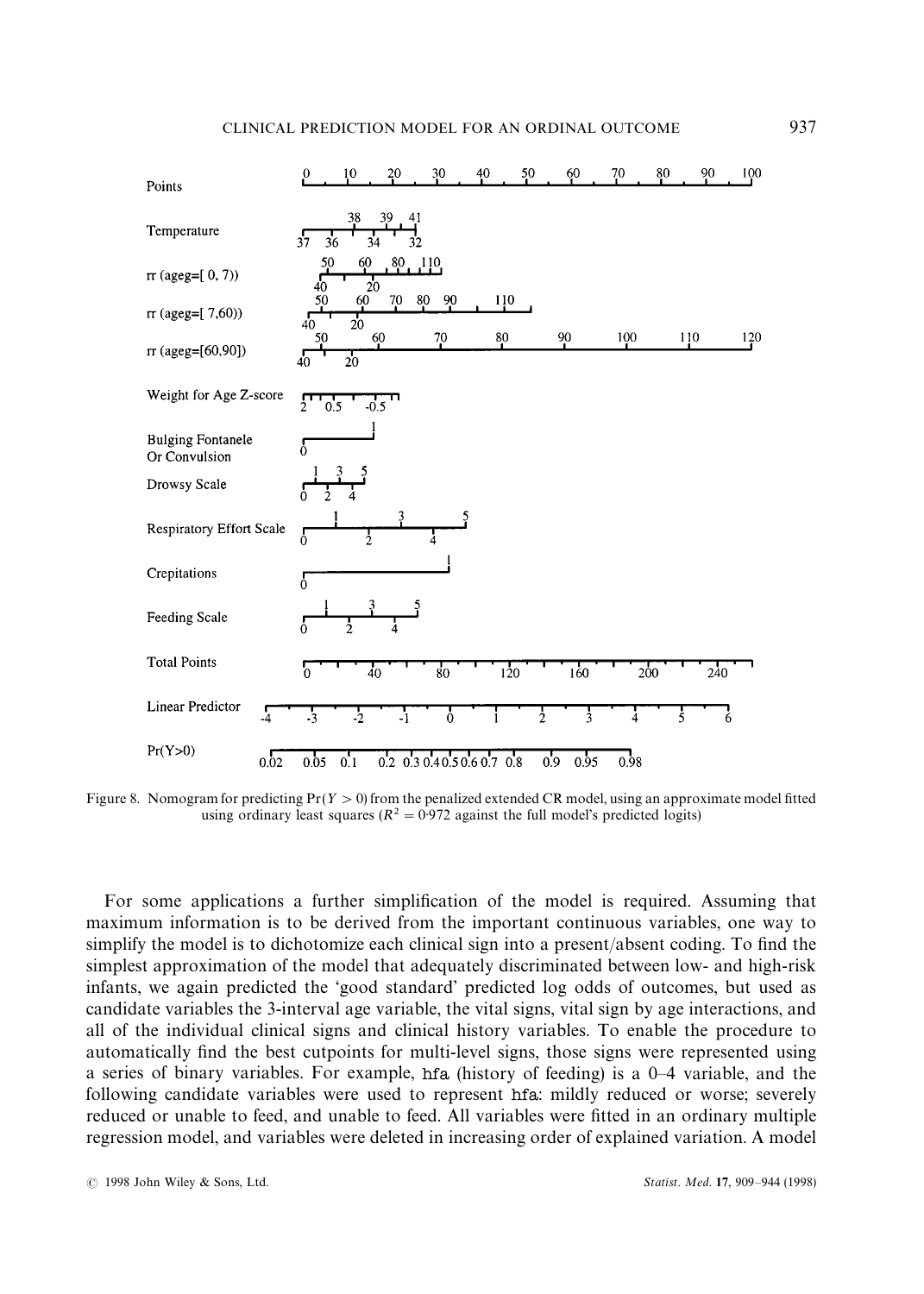Figure 8. Nomogram for predicting $\Pr(Y > 0)$ from the penalized extended CR model, using an approximate model fitted using ordinary least squares ($R^2 = 0{\cdot}972$ against the full model's predicted logits)

For some applications a further simplification of the model is required. Assuming that maximum information is to be derived from the important continuous variables, one way to simplify the model is to dichotomize each clinical sign into a present/absent coding. To find the simplest approximation of the model that adequately discriminated between low- and high-risk infants, we again predicted the 'good standard' predicted log odds of outcomes, but used as candidate variables the 3-interval age variable, the vital signs, vital sign by age interactions, and all of the individual clinical signs and clinical history variables. To enable the procedure to automatically find the best cutpoints for multi-level signs, those signs were represented using a series of binary variables. For example, hfa (history of feeding) is a 0–4 variable, and the following candidate variables were used to represent hfa: mildly reduced or worse; severely reduced or unable to feed, and unable to feed. All variables were fitted in an ordinary multiple regression model, and variables were deleted in increasing order of explained variation. A model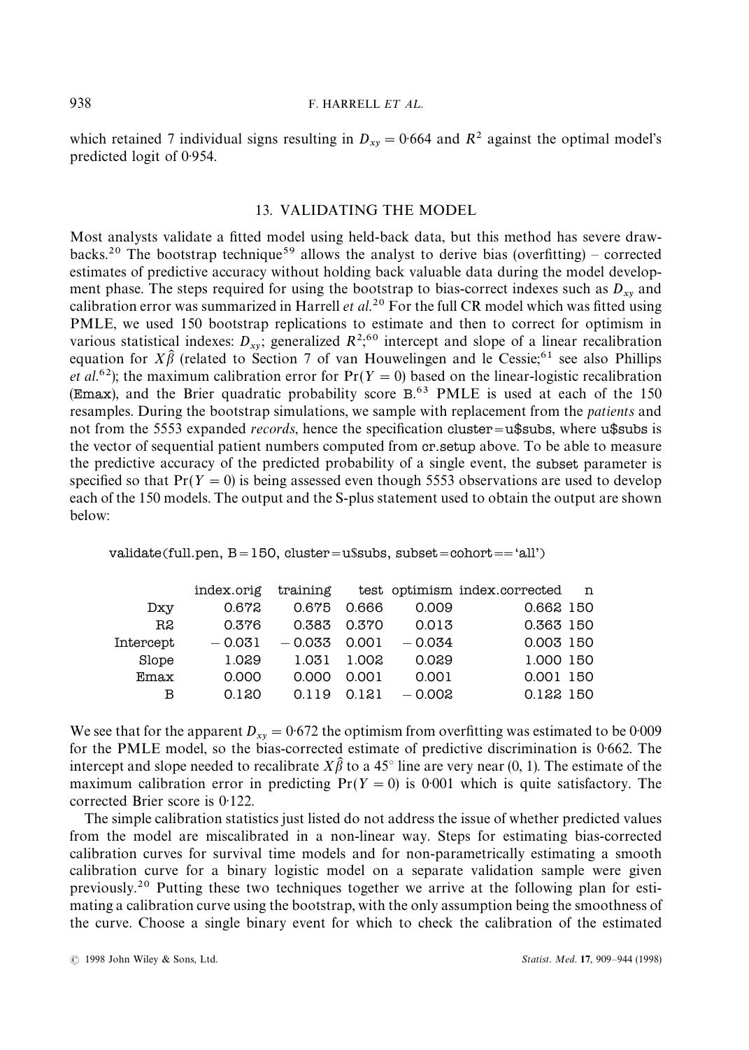which retained 7 individual signs resulting in $D_{xy} = 0.664$ and $R^2$ against the optimal model's predicted logit of 0·954.

## 13. VALIDATING THE MODEL

Most analysts validate a fitted model using held-back data, but this method has severe drawbacks.[20] The bootstrap technique[59] allows the analyst to derive bias (overfitting) – corrected estimates of predictive accuracy without holding back valuable data during the model development phase. The steps required for using the bootstrap to bias-correct indexes such as $D_{xy}$ and calibration error was summarized in Harrell *et al.*[20] For the full CR model which was fitted using PMLE, we used 150 bootstrap replications to estimate and then to correct for optimism in various statistical indexes: $D_{xy}$; generalized $R^2$;[60] intercept and slope of a linear recalibration equation for $X\hat{\beta}$ (related to Section 7 of van Houwelingen and le Cessie;[61] see also Phillips *et al.*[62]); the maximum calibration error for $\Pr(Y = 0)$ based on the linear-logistic recalibration (Emax), and the Brier quadratic probability score B.[63] PMLE is used at each of the 150 resamples. During the bootstrap simulations, we sample with replacement from the *patients* and not from the 5553 expanded *records*, hence the specification cluster=u$subs, where u$subs is the vector of sequential patient numbers computed from cr.setup above. To be able to measure the predictive accuracy of the predicted probability of a single event, the subset parameter is specified so that $\Pr(Y = 0)$ is being assessed even though 5553 observations are used to develop each of the 150 models. The output and the S-plus statement used to obtain the output are shown below:

```
validate(full.pen, B=150, cluster=u$subs, subset=cohort=='all')
```

| | index.orig | training | test | optimism | index.corrected | n |
|---|---|---|---|---|---|---|
| Dxy | 0.672 | 0.675 | 0.666 | 0.009 | 0.662 | 150 |
| R2 | 0.376 | 0.383 | 0.370 | 0.013 | 0.363 | 150 |
| Intercept | −0.031 | −0.033 | 0.001 | −0.034 | 0.003 | 150 |
| Slope | 1.029 | 1.031 | 1.002 | 0.029 | 1.000 | 150 |
| Emax | 0.000 | 0.000 | 0.001 | 0.001 | 0.001 | 150 |
| B | 0.120 | 0.119 | 0.121 | −0.002 | 0.122 | 150 |

We see that for the apparent $D_{xy} = 0.672$ the optimism from overfitting was estimated to be 0·009 for the PMLE model, so the bias-corrected estimate of predictive discrimination is 0·662. The intercept and slope needed to recalibrate $X\hat{\beta}$ to a 45° line are very near (0, 1). The estimate of the maximum calibration error in predicting $\Pr(Y = 0)$ is 0·001 which is quite satisfactory. The corrected Brier score is 0·122.

The simple calibration statistics just listed do not address the issue of whether predicted values from the model are miscalibrated in a non-linear way. Steps for estimating bias-corrected calibration curves for survival time models and for non-parametrically estimating a smooth calibration curve for a binary logistic model on a separate validation sample were given previously.[20] Putting these two techniques together we arrive at the following plan for estimating a calibration curve using the bootstrap, with the only assumption being the smoothness of the curve. Choose a single binary event for which to check the calibration of the estimated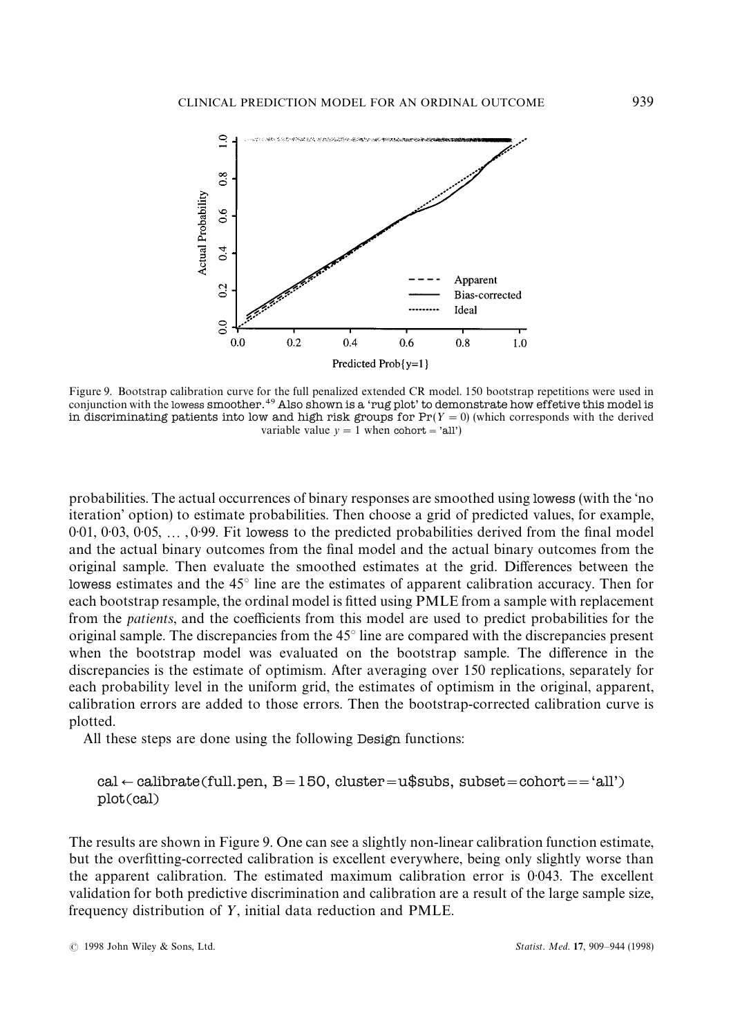Figure 9. Bootstrap calibration curve for the full penalized extended CR model. 150 bootstrap repetitions were used in conjunction with the lowess smoother.[49] Also shown is a 'rug plot' to demonstrate how effetive this model is in discriminating patients into low and high risk groups for $\Pr(Y = 0)$ (which corresponds with the derived variable value $y = 1$ when cohort = 'all')

probabilities. The actual occurrences of binary responses are smoothed using lowess (with the 'no iteration' option) to estimate probabilities. Then choose a grid of predicted values, for example, 0·01, 0·03, 0·05, … , 0·99. Fit lowess to the predicted probabilities derived from the final model and the actual binary outcomes from the final model and the actual binary outcomes from the original sample. Then evaluate the smoothed estimates at the grid. Differences between the lowess estimates and the 45° line are the estimates of apparent calibration accuracy. Then for each bootstrap resample, the ordinal model is fitted using PMLE from a sample with replacement from the *patients*, and the coefficients from this model are used to predict probabilities for the original sample. The discrepancies from the 45° line are compared with the discrepancies present when the bootstrap model was evaluated on the bootstrap sample. The difference in the discrepancies is the estimate of optimism. After averaging over 150 replications, separately for each probability level in the uniform grid, the estimates of optimism in the original, apparent, calibration errors are added to those errors. Then the bootstrap-corrected calibration curve is plotted.

All these steps are done using the following Design functions:

```
cal ← calibrate(full.pen, B=150, cluster=u$subs, subset=cohort=='all')
plot(cal)
```

The results are shown in Figure 9. One can see a slightly non-linear calibration function estimate, but the overfitting-corrected calibration is excellent everywhere, being only slightly worse than the apparent calibration. The estimated maximum calibration error is 0·043. The excellent validation for both predictive discrimination and calibration are a result of the large sample size, frequency distribution of $Y$, initial data reduction and PMLE.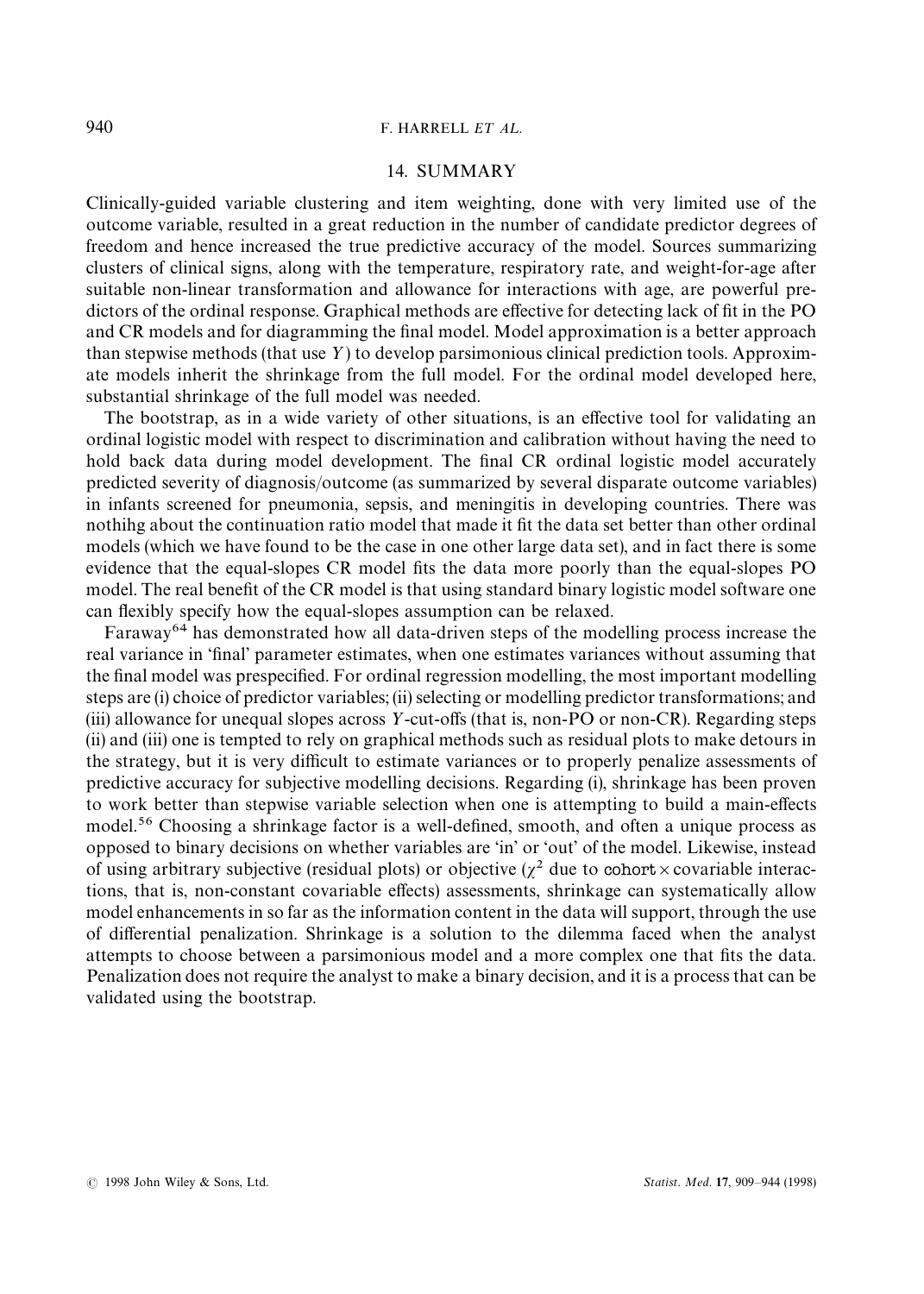## 14. SUMMARY

Clinically-guided variable clustering and item weighting, done with very limited use of the outcome variable, resulted in a great reduction in the number of candidate predictor degrees of freedom and hence increased the true predictive accuracy of the model. Sources summarizing clusters of clinical signs, along with the temperature, respiratory rate, and weight-for-age after suitable non-linear transformation and allowance for interactions with age, are powerful predictors of the ordinal response. Graphical methods are effective for detecting lack of fit in the PO and CR models and for diagramming the final model. Model approximation is a better approach than stepwise methods (that use $Y$) to develop parsimonious clinical prediction tools. Approximate models inherit the shrinkage from the full model. For the ordinal model developed here, substantial shrinkage of the full model was needed.

The bootstrap, as in a wide variety of other situations, is an effective tool for validating an ordinal logistic model with respect to discrimination and calibration without having the need to hold back data during model development. The final CR ordinal logistic model accurately predicted severity of diagnosis/outcome (as summarized by several disparate outcome variables) in infants screened for pneumonia, sepsis, and meningitis in developing countries. There was nothihg about the continuation ratio model that made it fit the data set better than other ordinal models (which we have found to be the case in one other large data set), and in fact there is some evidence that the equal-slopes CR model fits the data more poorly than the equal-slopes PO model. The real benefit of the CR model is that using standard binary logistic model software one can flexibly specify how the equal-slopes assumption can be relaxed.

Faraway[64] has demonstrated how all data-driven steps of the modelling process increase the real variance in 'final' parameter estimates, when one estimates variances without assuming that the final model was prespecified. For ordinal regression modelling, the most important modelling steps are (i) choice of predictor variables; (ii) selecting or modelling predictor transformations; and (iii) allowance for unequal slopes across $Y$-cut-offs (that is, non-PO or non-CR). Regarding steps (ii) and (iii) one is tempted to rely on graphical methods such as residual plots to make detours in the strategy, but it is very difficult to estimate variances or to properly penalize assessments of predictive accuracy for subjective modelling decisions. Regarding (i), shrinkage has been proven to work better than stepwise variable selection when one is attempting to build a main-effects model.[56] Choosing a shrinkage factor is a well-defined, smooth, and often a unique process as opposed to binary decisions on whether variables are 'in' or 'out' of the model. Likewise, instead of using arbitrary subjective (residual plots) or objective ($\chi^2$ due to `cohort` $\times$ covariable interactions, that is, non-constant covariable effects) assessments, shrinkage can systematically allow model enhancements in so far as the information content in the data will support, through the use of differential penalization. Shrinkage is a solution to the dilemma faced when the analyst attempts to choose between a parsimonious model and a more complex one that fits the data. Penalization does not require the analyst to make a binary decision, and it is a process that can be validated using the bootstrap.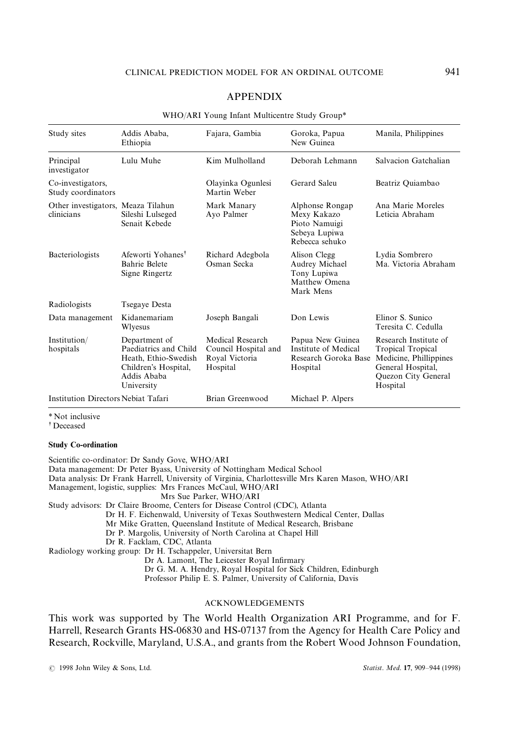## APPENDIX

WHO/ARI Young Infant Multicentre Study Group*

| Study sites | Addis Ababa, Ethiopia | Fajara, Gambia | Goroka, Papua New Guinea | Manila, Philippines |
|---|---|---|---|---|
| Principal investigator | Lulu Muhe | Kim Mulholland | Deborah Lehmann | Salvacion Gatchalian |
| Co-investigators, Study coordinators | | Olayinka Ogunlesi<br>Martin Weber | Gerard Saleu | Beatriz Quiambao |
| Other investigators, clinicians | Meaza Tilahun<br>Sileshi Lulseged<br>Senait Kebede | Mark Manary<br>Ayo Palmer | Alphonse Rongap<br>Mexy Kakazo<br>Pioto Namuigi<br>Sebeya Lupiwa<br>Rebecca sehuko | Ana Marie Moreles<br>Leticia Abraham |
| Bacteriologists | Afeworti Yohanes[†]<br>Bahrie Belete<br>Signe Ringertz | Richard Adegbola<br>Osman Secka | Alison Clegg<br>Audrey Michael<br>Tony Lupiwa<br>Matthew Omena<br>Mark Mens | Lydia Sombrero<br>Ma. Victoria Abraham |
| Radiologists | Tsegaye Desta | | | |
| Data management | Kidanemariam Wlyesus | Joseph Bangali | Don Lewis | Elinor S. Sunico<br>Teresita C. Cedulla |
| Institution/ hospitals | Department of Paediatrics and Child Heath, Ethio-Swedish Children's Hospital, Addis Ababa University | Medical Research Council Hospital and Royal Victoria Hospital | Papua New Guinea Institute of Medical Research Goroka Base Hospital | Research Institute of Tropical Tropical Medicine, Phillippines General Hospital, Quezon City General Hospital |
| Institution Directors | Nebiat Tafari | Brian Greenwood | Michael P. Alpers | |

\* Not inclusive

[†] Deceased

**Study Co-ordination**

Scientific co-ordinator: Dr Sandy Gove, WHO/ARI
Data management: Dr Peter Byass, University of Nottingham Medical School
Data analysis: Dr Frank Harrell, University of Virginia, Charlottesville Mrs Karen Mason, WHO/ARI
Management, logistic, supplies: Mrs Frances McCaul, WHO/ARI
Mrs Sue Parker, WHO/ARI
Study advisors: Dr Claire Broome, Centers for Disease Control (CDC), Atlanta
Dr H. F. Eichenwald, University of Texas Southwestern Medical Center, Dallas
Mr Mike Gratten, Queensland Institute of Medical Research, Brisbane
Dr P. Margolis, University of North Carolina at Chapel Hill
Dr R. Facklam, CDC, Atlanta
Radiology working group: Dr H. Tschappeler, Universitat Bern
Dr A. Lamont, The Leicester Royal Infirmary
Dr G. M. A. Hendry, Royal Hospital for Sick Children, Edinburgh
Professor Philip E. S. Palmer, University of California, Davis

## ACKNOWLEDGEMENTS

This work was supported by The World Health Organization ARI Programme, and for F. Harrell, Research Grants HS-06830 and HS-07137 from the Agency for Health Care Policy and Research, Rockville, Maryland, U.S.A., and grants from the Robert Wood Johnson Foundation,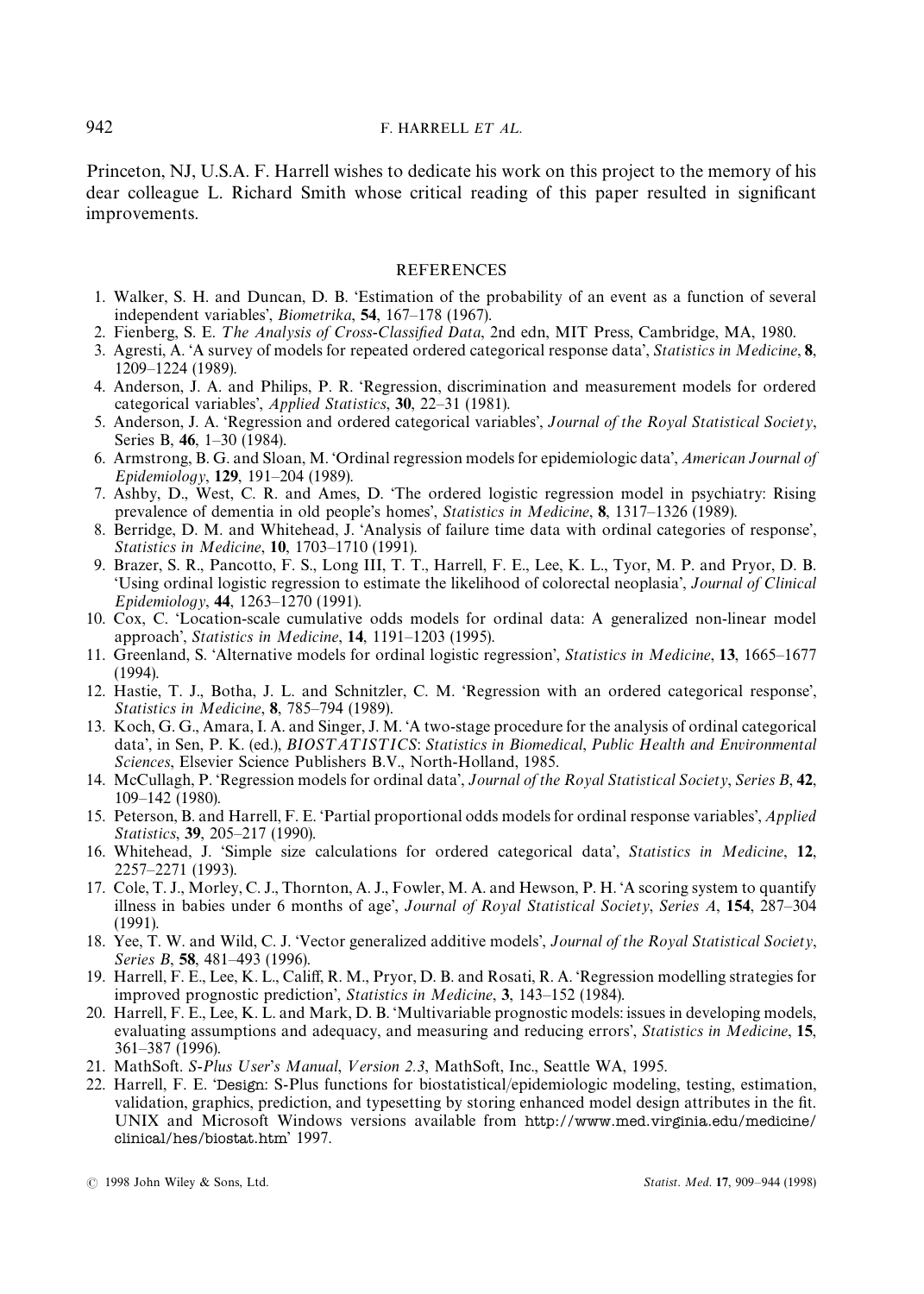Princeton, NJ, U.S.A. F. Harrell wishes to dedicate his work on this project to the memory of his dear colleague L. Richard Smith whose critical reading of this paper resulted in significant improvements.

## REFERENCES

1. Walker, S. H. and Duncan, D. B. 'Estimation of the probability of an event as a function of several independent variables', *Biometrika*, **54**, 167–178 (1967).
2. Fienberg, S. E. *The Analysis of Cross-Classified Data*, 2nd edn, MIT Press, Cambridge, MA, 1980.
3. Agresti, A. 'A survey of models for repeated ordered categorical response data', *Statistics in Medicine*, **8**, 1209–1224 (1989).
4. Anderson, J. A. and Philips, P. R. 'Regression, discrimination and measurement models for ordered categorical variables', *Applied Statistics*, **30**, 22–31 (1981).
5. Anderson, J. A. 'Regression and ordered categorical variables', *Journal of the Royal Statistical Society*, Series B, **46**, 1–30 (1984).
6. Armstrong, B. G. and Sloan, M. 'Ordinal regression models for epidemiologic data', *American Journal of Epidemiology*, **129**, 191–204 (1989).
7. Ashby, D., West, C. R. and Ames, D. 'The ordered logistic regression model in psychiatry: Rising prevalence of dementia in old people's homes', *Statistics in Medicine*, **8**, 1317–1326 (1989).
8. Berridge, D. M. and Whitehead, J. 'Analysis of failure time data with ordinal categories of response', *Statistics in Medicine*, **10**, 1703–1710 (1991).
9. Brazer, S. R., Pancotto, F. S., Long III, T. T., Harrell, F. E., Lee, K. L., Tyor, M. P. and Pryor, D. B. 'Using ordinal logistic regression to estimate the likelihood of colorectal neoplasia', *Journal of Clinical Epidemiology*, **44**, 1263–1270 (1991).
10. Cox, C. 'Location-scale cumulative odds models for ordinal data: A generalized non-linear model approach', *Statistics in Medicine*, **14**, 1191–1203 (1995).
11. Greenland, S. 'Alternative models for ordinal logistic regression', *Statistics in Medicine*, **13**, 1665–1677 (1994).
12. Hastie, T. J., Botha, J. L. and Schnitzler, C. M. 'Regression with an ordered categorical response', *Statistics in Medicine*, **8**, 785–794 (1989).
13. Koch, G. G., Amara, I. A. and Singer, J. M. 'A two-stage procedure for the analysis of ordinal categorical data', in Sen, P. K. (ed.), *BIOSTATISTICS*: *Statistics in Biomedical*, *Public Health and Environmental Sciences*, Elsevier Science Publishers B.V., North-Holland, 1985.
14. McCullagh, P. 'Regression models for ordinal data', *Journal of the Royal Statistical Society*, *Series B*, **42**, 109–142 (1980).
15. Peterson, B. and Harrell, F. E. 'Partial proportional odds models for ordinal response variables', *Applied Statistics*, **39**, 205–217 (1990).
16. Whitehead, J. 'Simple size calculations for ordered categorical data', *Statistics in Medicine*, **12**, 2257–2271 (1993).
17. Cole, T. J., Morley, C. J., Thornton, A. J., Fowler, M. A. and Hewson, P. H. 'A scoring system to quantify illness in babies under 6 months of age', *Journal of Royal Statistical Society*, *Series A*, **154**, 287–304 (1991).
18. Yee, T. W. and Wild, C. J. 'Vector generalized additive models', *Journal of the Royal Statistical Society*, *Series B*, **58**, 481–493 (1996).
19. Harrell, F. E., Lee, K. L., Califf, R. M., Pryor, D. B. and Rosati, R. A. 'Regression modelling strategies for improved prognostic prediction', *Statistics in Medicine*, **3**, 143–152 (1984).
20. Harrell, F. E., Lee, K. L. and Mark, D. B. 'Multivariable prognostic models: issues in developing models, evaluating assumptions and adequacy, and measuring and reducing errors', *Statistics in Medicine*, **15**, 361–387 (1996).
21. MathSoft. *S-Plus User's Manual*, *Version 2.3*, MathSoft, Inc., Seattle WA, 1995.
22. Harrell, F. E. 'Design: S-Plus functions for biostatistical/epidemiologic modeling, testing, estimation, validation, graphics, prediction, and typesetting by storing enhanced model design attributes in the fit. UNIX and Microsoft Windows versions available from http://www.med.virginia.edu/medicine/clinical/hes/biostat.htm' 1997.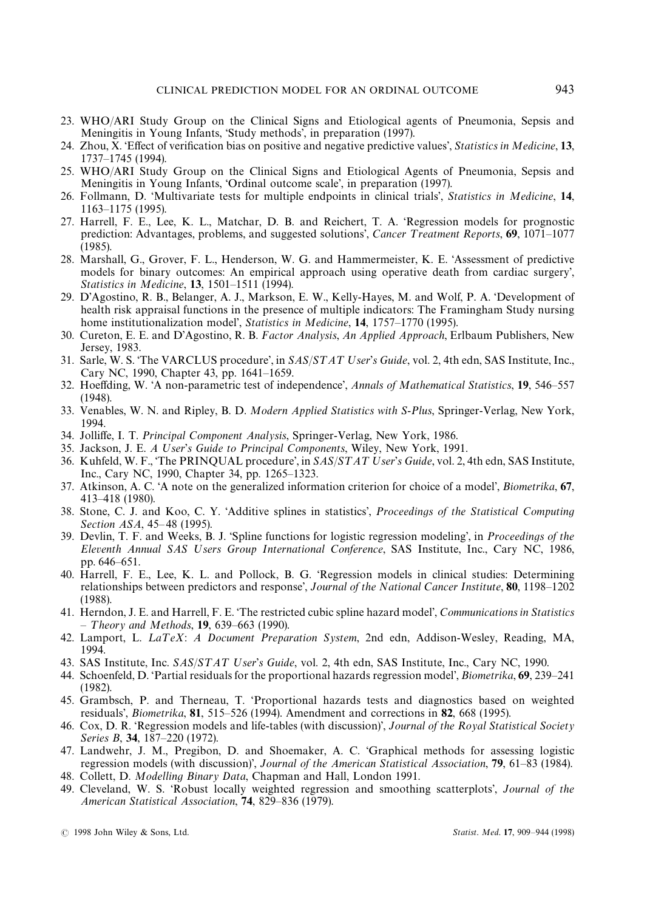23. WHO/ARI Study Group on the Clinical Signs and Etiological agents of Pneumonia, Sepsis and Meningitis in Young Infants, 'Study methods', in preparation (1997).
24. Zhou, X. 'Effect of verification bias on positive and negative predictive values', *Statistics in Medicine*, **13**, 1737–1745 (1994).
25. WHO/ARI Study Group on the Clinical Signs and Etiological Agents of Pneumonia, Sepsis and Meningitis in Young Infants, 'Ordinal outcome scale', in preparation (1997).
26. Follmann, D. 'Multivariate tests for multiple endpoints in clinical trials', *Statistics in Medicine*, **14**, 1163–1175 (1995).
27. Harrell, F. E., Lee, K. L., Matchar, D. B. and Reichert, T. A. 'Regression models for prognostic prediction: Advantages, problems, and suggested solutions', *Cancer Treatment Reports*, **69**, 1071–1077 (1985).
28. Marshall, G., Grover, F. L., Henderson, W. G. and Hammermeister, K. E. 'Assessment of predictive models for binary outcomes: An empirical approach using operative death from cardiac surgery', *Statistics in Medicine*, **13**, 1501–1511 (1994).
29. D'Agostino, R. B., Belanger, A. J., Markson, E. W., Kelly-Hayes, M. and Wolf, P. A. 'Development of health risk appraisal functions in the presence of multiple indicators: The Framingham Study nursing home institutionalization model', *Statistics in Medicine*, **14**, 1757–1770 (1995).
30. Cureton, E. E. and D'Agostino, R. B. *Factor Analysis, An Applied Approach*, Erlbaum Publishers, New Jersey, 1983.
31. Sarle, W. S. 'The VARCLUS procedure', in *SAS/STAT User's Guide*, vol. 2, 4th edn, SAS Institute, Inc., Cary NC, 1990, Chapter 43, pp. 1641–1659.
32. Hoeffding, W. 'A non-parametric test of independence', *Annals of Mathematical Statistics*, **19**, 546–557 (1948).
33. Venables, W. N. and Ripley, B. D. *Modern Applied Statistics with S-Plus*, Springer-Verlag, New York, 1994.
34. Jolliffe, I. T. *Principal Component Analysis*, Springer-Verlag, New York, 1986.
35. Jackson, J. E. *A User's Guide to Principal Components*, Wiley, New York, 1991.
36. Kuhfeld, W. F., 'The PRINQUAL procedure', in *SAS/STAT User's Guide*, vol. 2, 4th edn, SAS Institute, Inc., Cary NC, 1990, Chapter 34, pp. 1265–1323.
37. Atkinson, A. C. 'A note on the generalized information criterion for choice of a model', *Biometrika*, **67**, 413–418 (1980).
38. Stone, C. J. and Koo, C. Y. 'Additive splines in statistics', *Proceedings of the Statistical Computing Section ASA*, 45–48 (1995).
39. Devlin, T. F. and Weeks, B. J. 'Spline functions for logistic regression modeling', in *Proceedings of the Eleventh Annual SAS Users Group International Conference*, SAS Institute, Inc., Cary NC, 1986, pp. 646–651.
40. Harrell, F. E., Lee, K. L. and Pollock, B. G. 'Regression models in clinical studies: Determining relationships between predictors and response', *Journal of the National Cancer Institute*, **80**, 1198–1202 (1988).
41. Herndon, J. E. and Harrell, F. E. 'The restricted cubic spline hazard model', *Communications in Statistics – Theory and Methods*, **19**, 639–663 (1990).
42. Lamport, L. *LaTeX: A Document Preparation System*, 2nd edn, Addison-Wesley, Reading, MA, 1994.
43. SAS Institute, Inc. *SAS/STAT User's Guide*, vol. 2, 4th edn, SAS Institute, Inc., Cary NC, 1990.
44. Schoenfeld, D. 'Partial residuals for the proportional hazards regression model', *Biometrika*, **69**, 239–241 (1982).
45. Grambsch, P. and Therneau, T. 'Proportional hazards tests and diagnostics based on weighted residuals', *Biometrika*, **81**, 515–526 (1994). Amendment and corrections in **82**, 668 (1995).
46. Cox, D. R. 'Regression models and life-tables (with discussion)', *Journal of the Royal Statistical Society Series B*, **34**, 187–220 (1972).
47. Landwehr, J. M., Pregibon, D. and Shoemaker, A. C. 'Graphical methods for assessing logistic regression models (with discussion)', *Journal of the American Statistical Association*, **79**, 61–83 (1984).
48. Collett, D. *Modelling Binary Data*, Chapman and Hall, London 1991.
49. Cleveland, W. S. 'Robust locally weighted regression and smoothing scatterplots', *Journal of the American Statistical Association*, **74**, 829–836 (1979).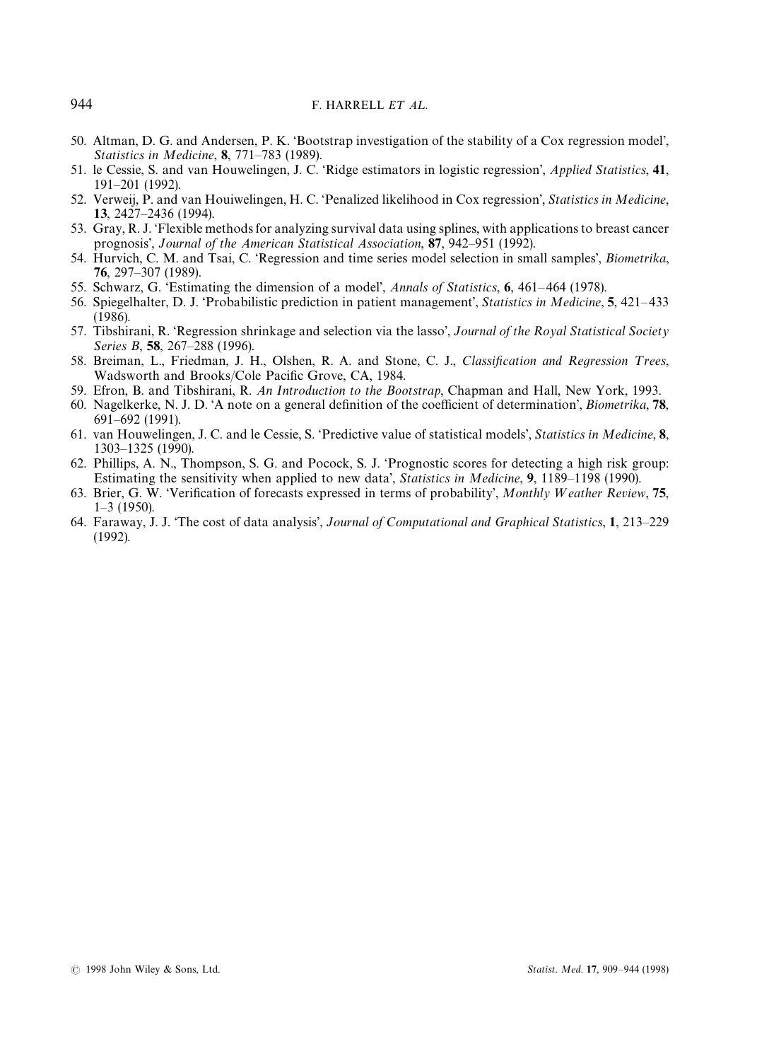50. Altman, D. G. and Andersen, P. K. 'Bootstrap investigation of the stability of a Cox regression model', *Statistics in Medicine*, **8**, 771–783 (1989).
51. le Cessie, S. and van Houwelingen, J. C. 'Ridge estimators in logistic regression', *Applied Statistics*, **41**, 191–201 (1992).
52. Verweij, P. and van Houiwelingen, H. C. 'Penalized likelihood in Cox regression', *Statistics in Medicine*, **13**, 2427–2436 (1994).
53. Gray, R. J. 'Flexible methods for analyzing survival data using splines, with applications to breast cancer prognosis', *Journal of the American Statistical Association*, **87**, 942–951 (1992).
54. Hurvich, C. M. and Tsai, C. 'Regression and time series model selection in small samples', *Biometrika*, **76**, 297–307 (1989).
55. Schwarz, G. 'Estimating the dimension of a model', *Annals of Statistics*, **6**, 461–464 (1978).
56. Spiegelhalter, D. J. 'Probabilistic prediction in patient management', *Statistics in Medicine*, **5**, 421–433 (1986).
57. Tibshirani, R. 'Regression shrinkage and selection via the lasso', *Journal of the Royal Statistical Society Series B*, **58**, 267–288 (1996).
58. Breiman, L., Friedman, J. H., Olshen, R. A. and Stone, C. J., *Classification and Regression Trees*, Wadsworth and Brooks/Cole Pacific Grove, CA, 1984.
59. Efron, B. and Tibshirani, R. *An Introduction to the Bootstrap*, Chapman and Hall, New York, 1993.
60. Nagelkerke, N. J. D. 'A note on a general definition of the coefficient of determination', *Biometrika*, **78**, 691–692 (1991).
61. van Houwelingen, J. C. and le Cessie, S. 'Predictive value of statistical models', *Statistics in Medicine*, **8**, 1303–1325 (1990).
62. Phillips, A. N., Thompson, S. G. and Pocock, S. J. 'Prognostic scores for detecting a high risk group: Estimating the sensitivity when applied to new data', *Statistics in Medicine*, **9**, 1189–1198 (1990).
63. Brier, G. W. 'Verification of forecasts expressed in terms of probability', *Monthly Weather Review*, **75**, 1–3 (1950).
64. Faraway, J. J. 'The cost of data analysis', *Journal of Computational and Graphical Statistics*, **1**, 213–229 (1992).